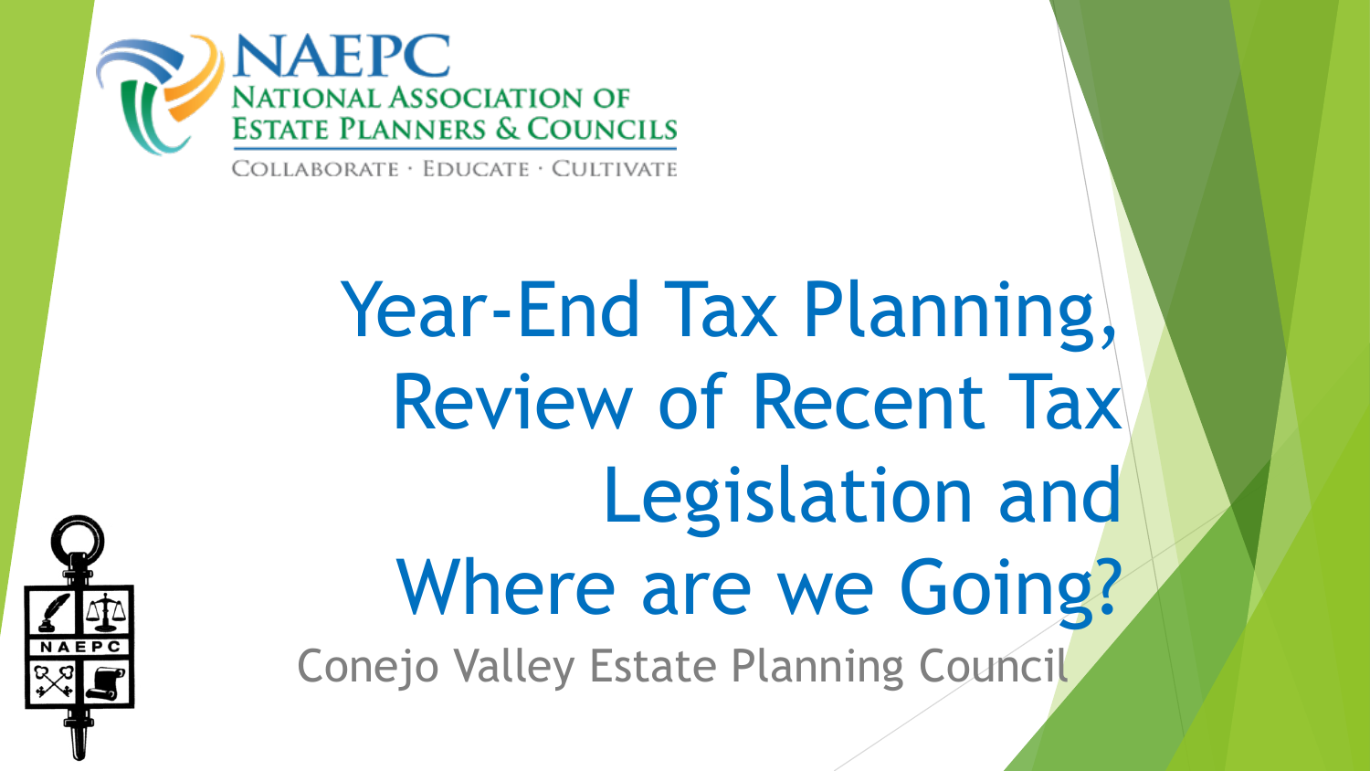NAEPC

NATIONAL ASSOCIATION OF ESTATE PLANNERS & COUNCILS

COLLABORATE · EDUCATE · CULTIVATE

# Year-End Tax Planning, Review of Recent Tax Legislation and Where are we Going?

Conejo Valley Estate Planning Council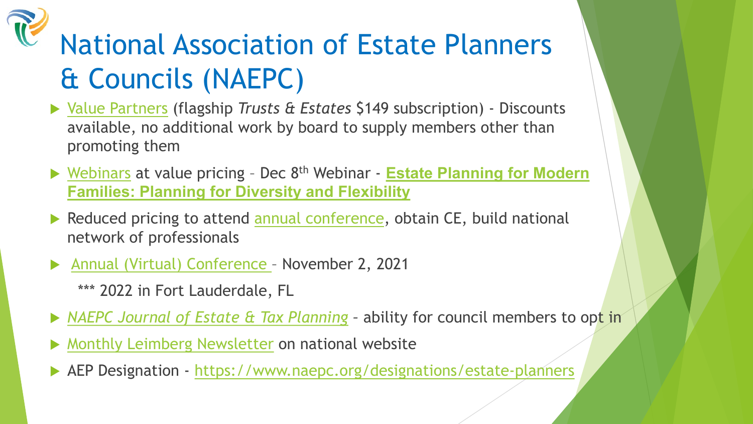# National Association of Estate Planners & Councils (NAEPC)

- Value Partners (flagship *Trusts & Estates* $149 subscription) - Discounts available, no additional work by board to supply members other than promoting them
- Webinars at value pricing – Dec 8th Webinar - **Estate Planning for Modern Families: Planning for Diversity and Flexibility**
- Reduced pricing to attend annual conference, obtain CE, build national network of professionals
- Annual (Virtual) Conference – November 2, 2021

  *** 2022 in Fort Lauderdale, FL
- *NAEPC Journal of Estate & Tax Planning* – ability for council members to opt in
- Monthly Leimberg Newsletter on national website
- AEP Designation - https://www.naepc.org/designations/estate-planners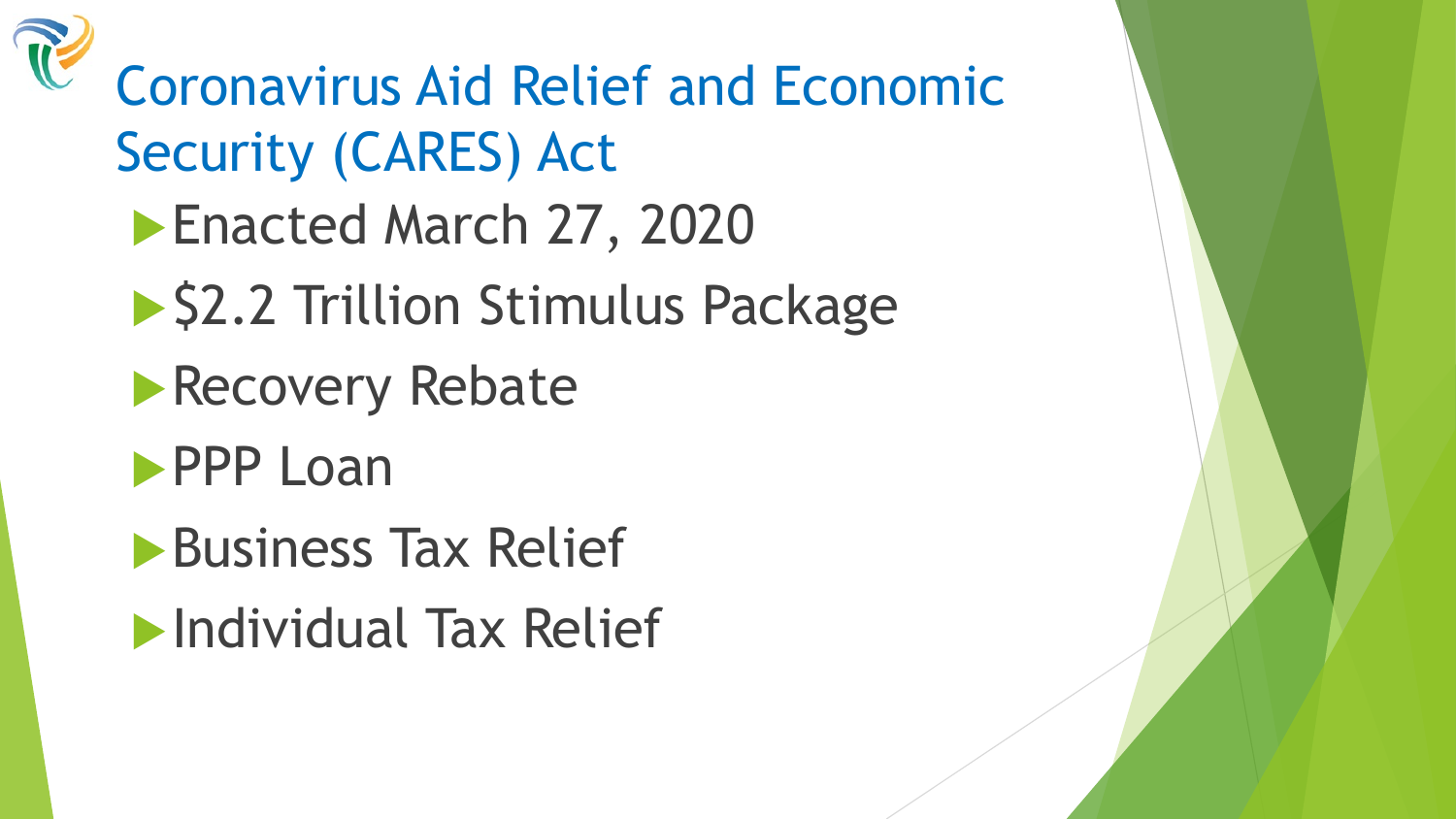# Coronavirus Aid Relief and Economic Security (CARES) Act

- Enacted March 27, 2020
- $2.2 Trillion Stimulus Package
- Recovery Rebate
- PPP Loan
- Business Tax Relief
- Individual Tax Relief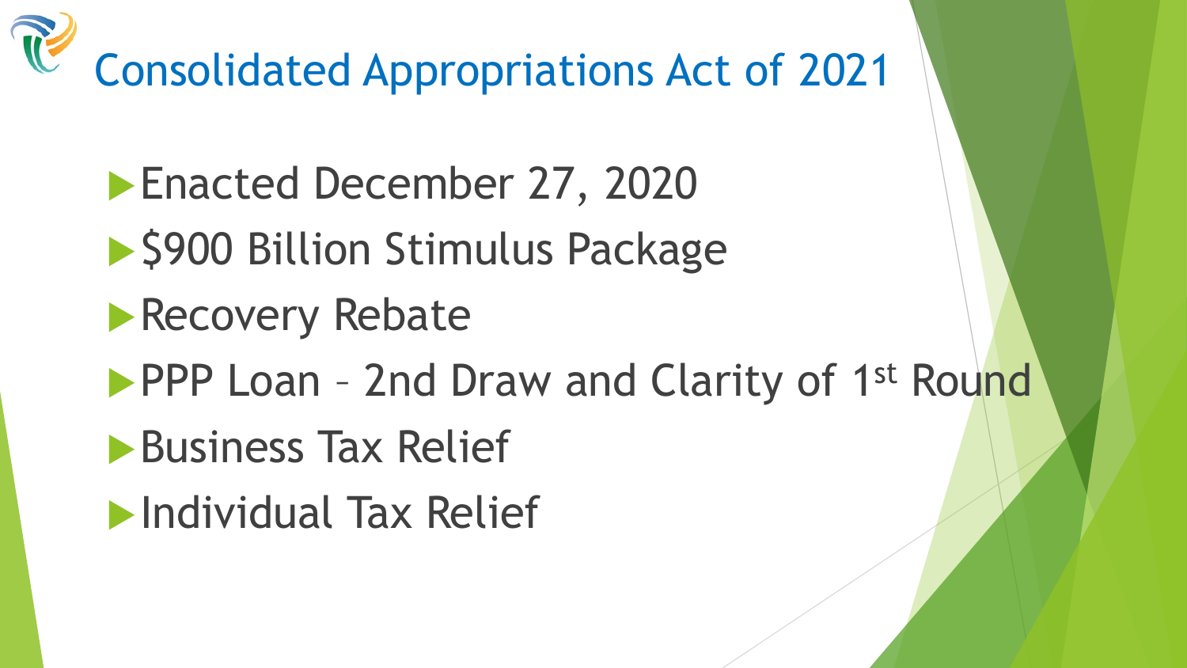# Consolidated Appropriations Act of 2021

- Enacted December 27, 2020
- $900 Billion Stimulus Package
- Recovery Rebate
- PPP Loan – 2nd Draw and Clarity of 1st Round
- Business Tax Relief
- Individual Tax Relief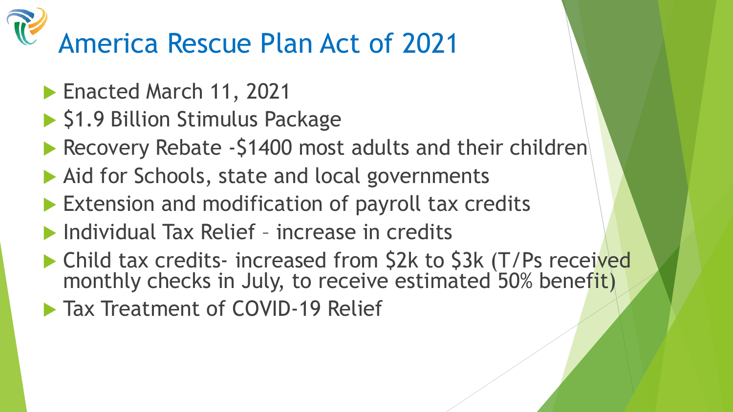# America Rescue Plan Act of 2021

- Enacted March 11, 2021
- $1.9 Billion Stimulus Package
- Recovery Rebate -$1400 most adults and their children
- Aid for Schools, state and local governments
- Extension and modification of payroll tax credits
- Individual Tax Relief – increase in credits
- Child tax credits- increased from $2k to $3k (T/Ps received monthly checks in July, to receive estimated 50% benefit)
- Tax Treatment of COVID-19 Relief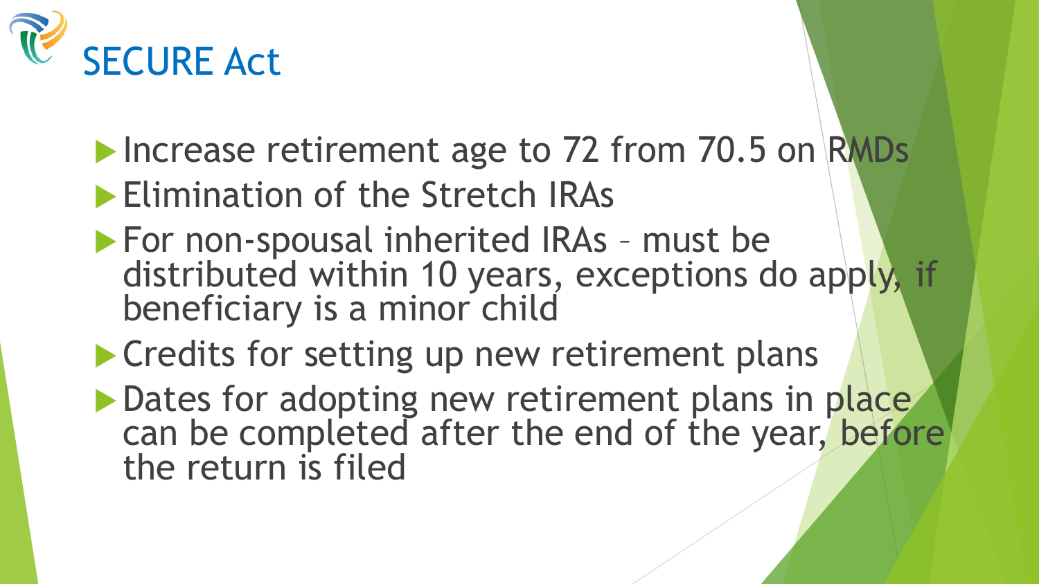# SECURE Act

- Increase retirement age to 72 from 70.5 on RMDs
- Elimination of the Stretch IRAs
- For non-spousal inherited IRAs – must be distributed within 10 years, exceptions do apply, if beneficiary is a minor child
- Credits for setting up new retirement plans
- Dates for adopting new retirement plans in place can be completed after the end of the year, before the return is filed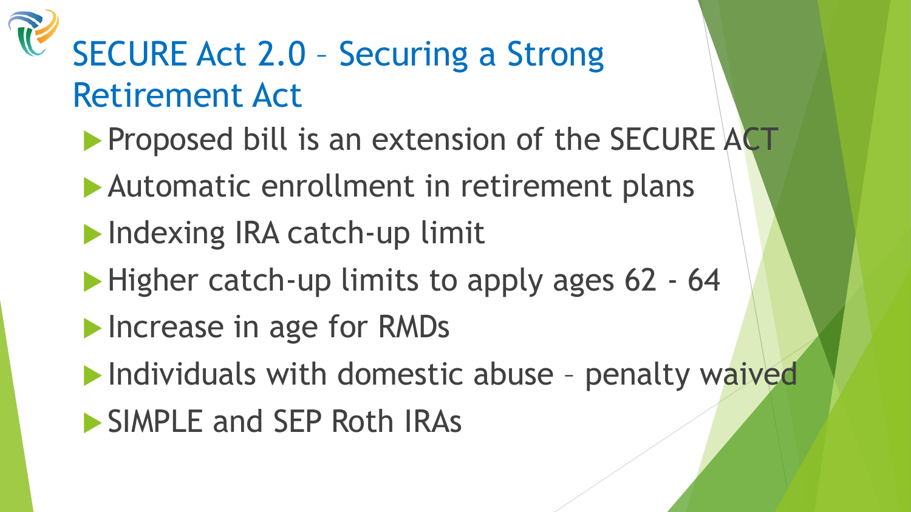# SECURE Act 2.0 – Securing a Strong Retirement Act

- Proposed bill is an extension of the SECURE ACT
- Automatic enrollment in retirement plans
- Indexing IRA catch-up limit
- Higher catch-up limits to apply ages 62 - 64
- Increase in age for RMDs
- Individuals with domestic abuse – penalty waived
- SIMPLE and SEP Roth IRAs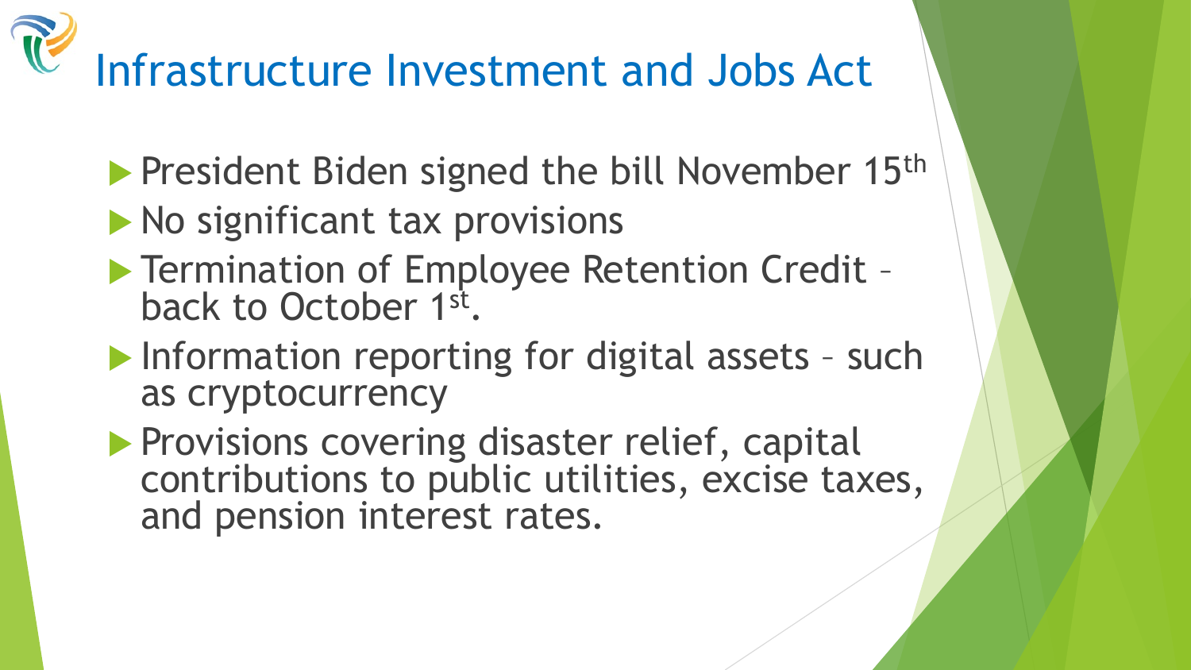# Infrastructure Investment and Jobs Act

- President Biden signed the bill November 15th
- No significant tax provisions
- Termination of Employee Retention Credit – back to October 1st.
- Information reporting for digital assets – such as cryptocurrency
- Provisions covering disaster relief, capital contributions to public utilities, excise taxes, and pension interest rates.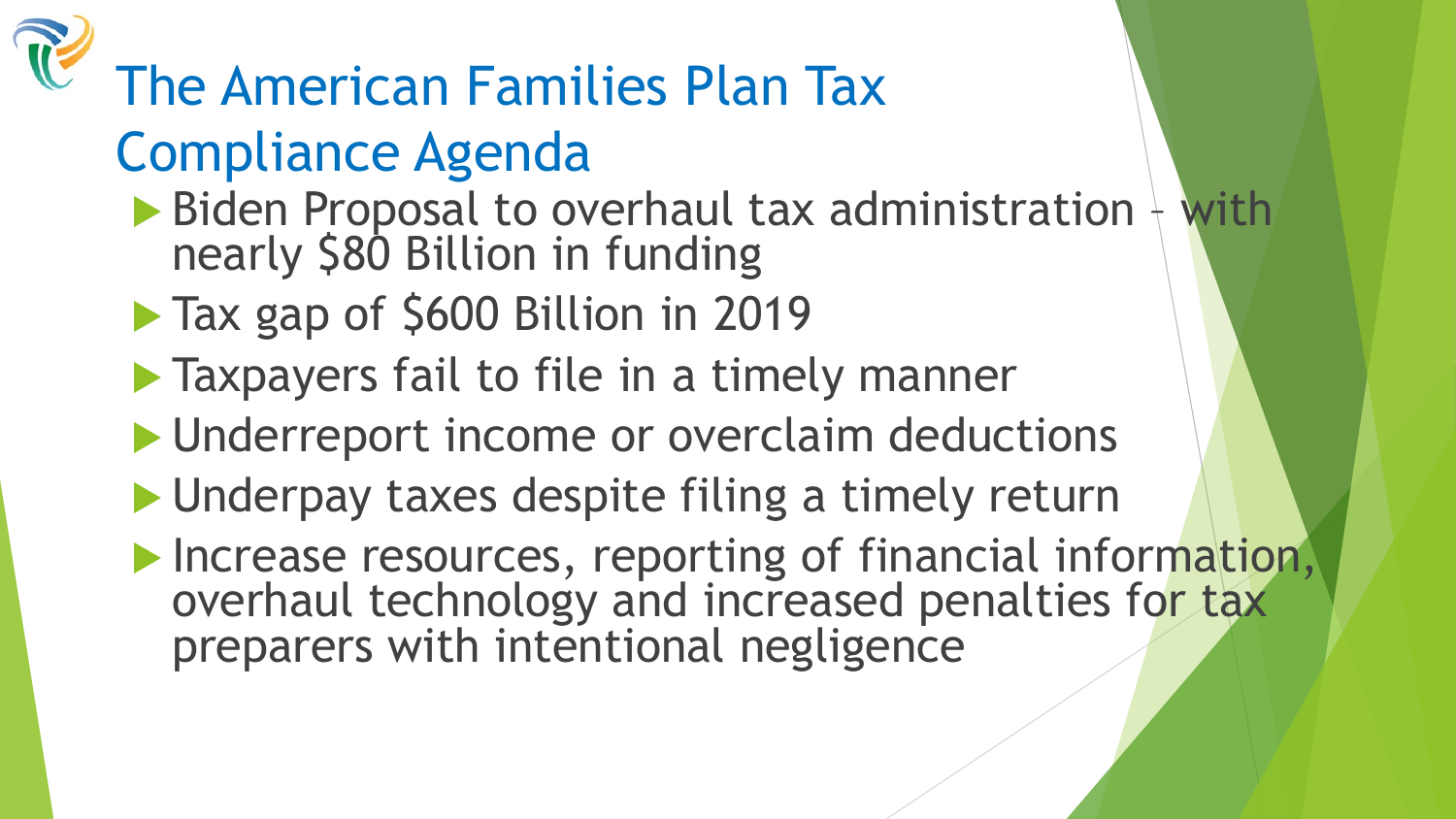# The American Families Plan Tax Compliance Agenda

- Biden Proposal to overhaul tax administration – with nearly $80 Billion in funding
- Tax gap of $600 Billion in 2019
- Taxpayers fail to file in a timely manner
- Underreport income or overclaim deductions
- Underpay taxes despite filing a timely return
- Increase resources, reporting of financial information, overhaul technology and increased penalties for tax preparers with intentional negligence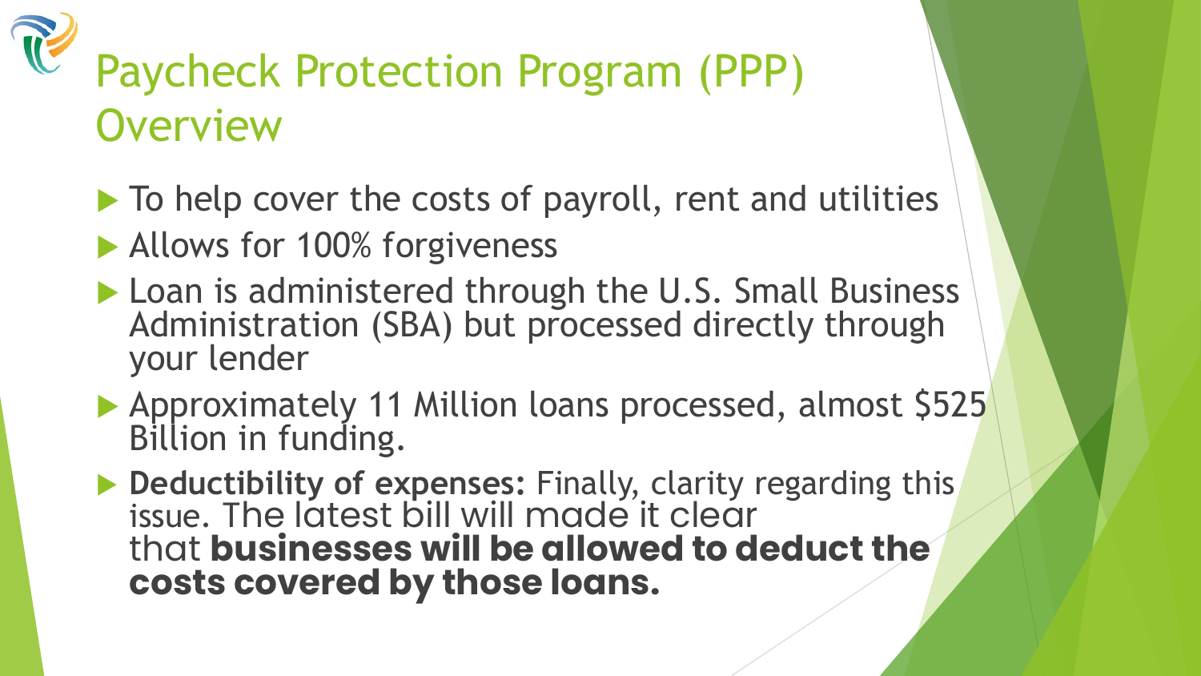# Paycheck Protection Program (PPP) Overview

- To help cover the costs of payroll, rent and utilities
- Allows for 100% forgiveness
- Loan is administered through the U.S. Small Business Administration (SBA) but processed directly through your lender
- Approximately 11 Million loans processed, almost $525 Billion in funding.
- **Deductibility of expenses:** Finally, clarity regarding this issue. The latest bill will made it clear that **businesses will be allowed to deduct the costs covered by those loans.**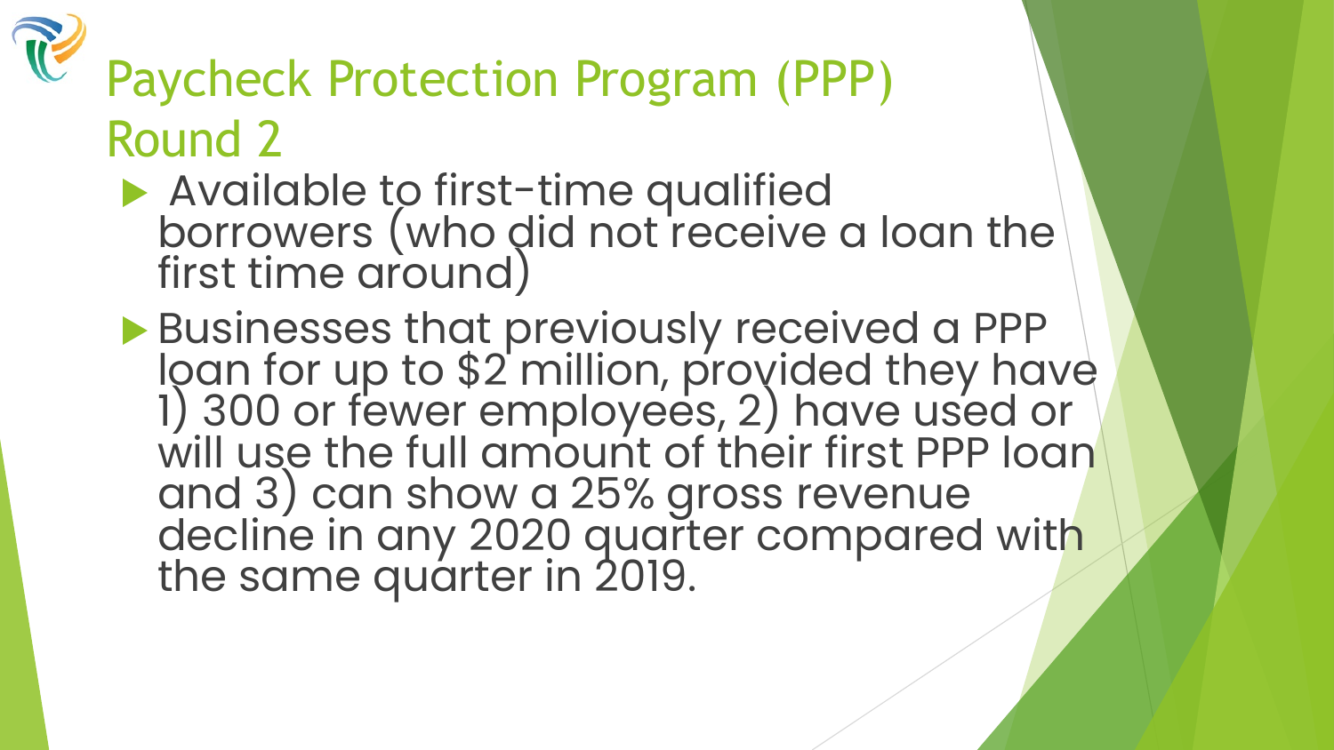# Paycheck Protection Program (PPP) Round 2

- Available to first-time qualified borrowers (who did not receive a loan the first time around)
- Businesses that previously received a PPP loan for up to $2 million, provided they have 1) 300 or fewer employees, 2) have used or will use the full amount of their first PPP loan and 3) can show a 25% gross revenue decline in any 2020 quarter compared with the same quarter in 2019.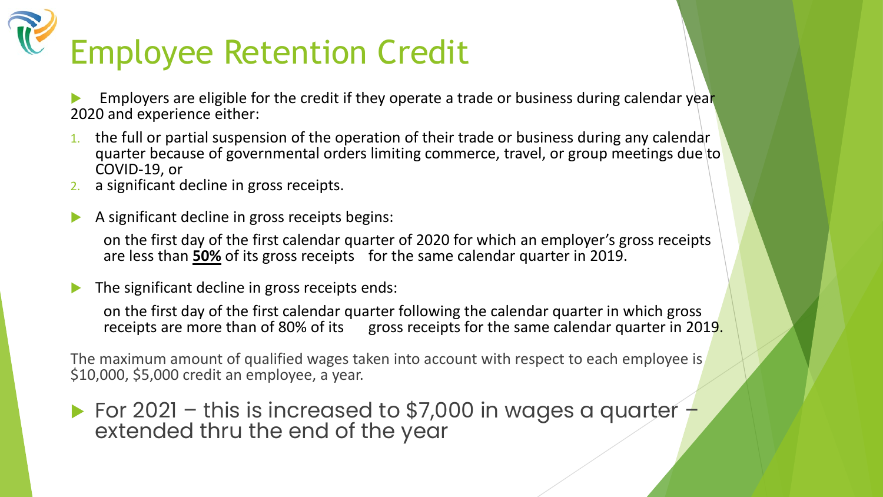# Employee Retention Credit

- Employers are eligible for the credit if they operate a trade or business during calendar year 2020 and experience either:

1. the full or partial suspension of the operation of their trade or business during any calendar quarter because of governmental orders limiting commerce, travel, or group meetings due to COVID-19, or
2. a significant decline in gross receipts.

- A significant decline in gross receipts begins:

  on the first day of the first calendar quarter of 2020 for which an employer's gross receipts are less than **50%** of its gross receipts for the same calendar quarter in 2019.

- The significant decline in gross receipts ends:

  on the first day of the first calendar quarter following the calendar quarter in which gross receipts are more than of 80% of its gross receipts for the same calendar quarter in 2019.

The maximum amount of qualified wages taken into account with respect to each employee is $10,000, $5,000 credit an employee, a year.

- For 2021 – this is increased to $7,000 in wages a quarter – extended thru the end of the year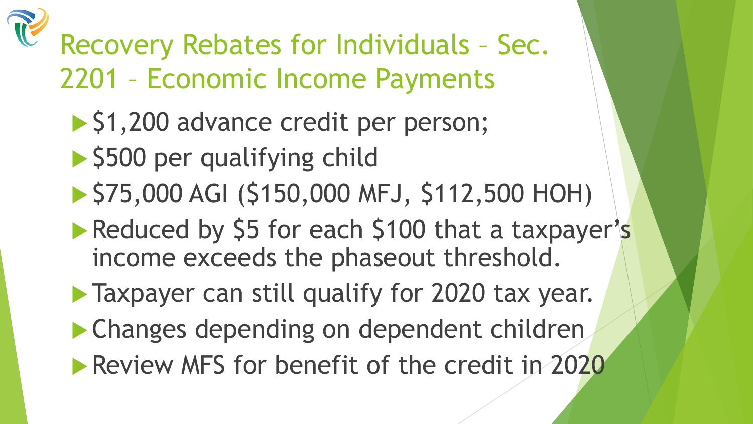# Recovery Rebates for Individuals – Sec. 2201 – Economic Income Payments

- $1,200 advance credit per person;
- $500 per qualifying child
- $75,000 AGI ($150,000 MFJ, $112,500 HOH)
- Reduced by $5 for each $100 that a taxpayer's income exceeds the phaseout threshold.
- Taxpayer can still qualify for 2020 tax year.
- Changes depending on dependent children
- Review MFS for benefit of the credit in 2020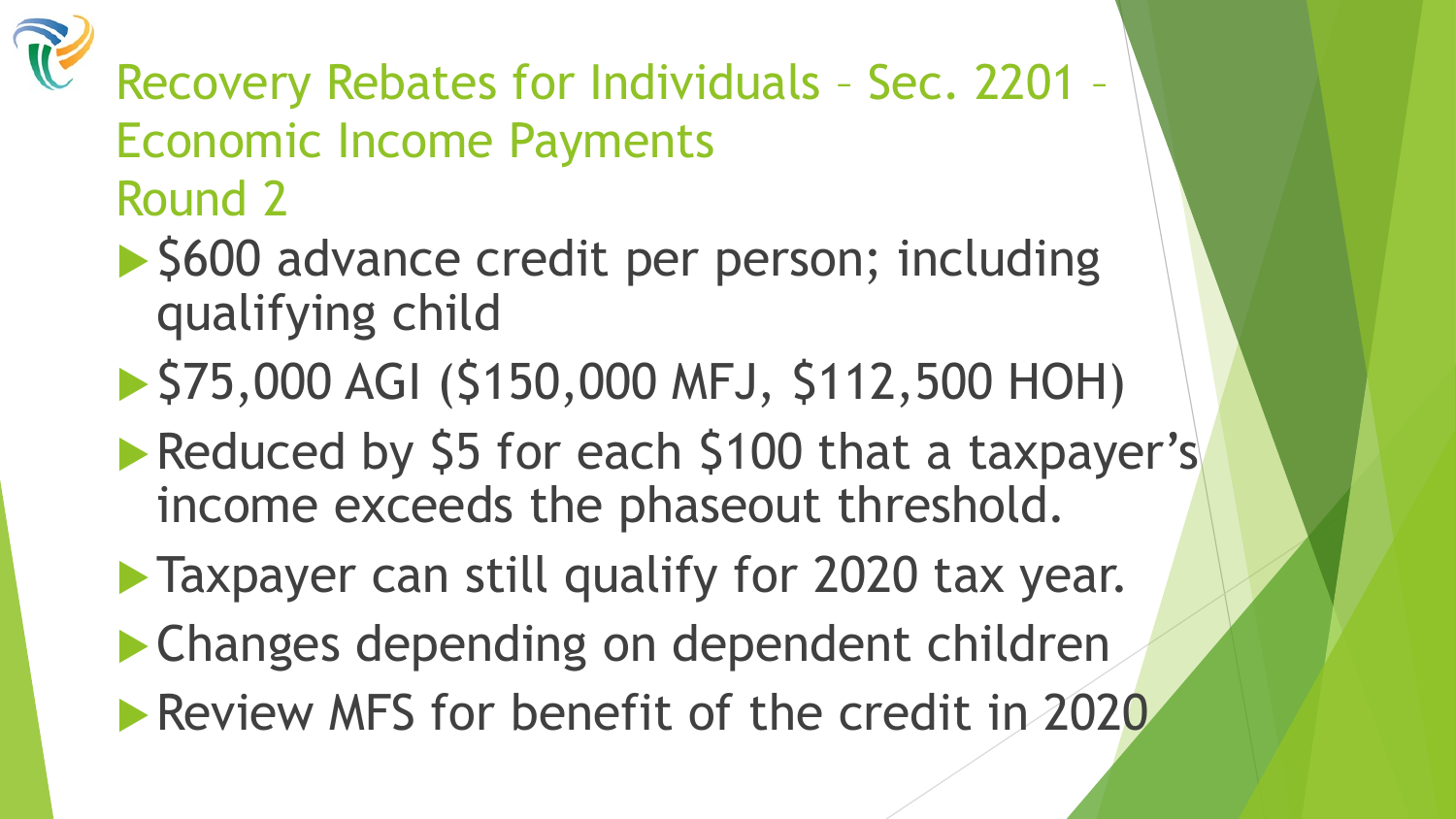# Recovery Rebates for Individuals – Sec. 2201 – Economic Income Payments Round 2

- $600 advance credit per person; including qualifying child
- $75,000 AGI ($150,000 MFJ, $112,500 HOH)
- Reduced by $5 for each $100 that a taxpayer's income exceeds the phaseout threshold.
- Taxpayer can still qualify for 2020 tax year.
- Changes depending on dependent children
- Review MFS for benefit of the credit in 2020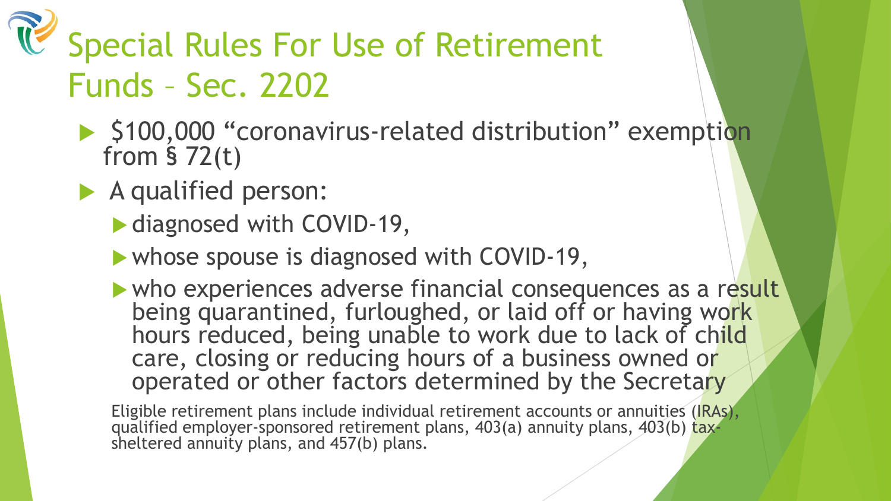# Special Rules For Use of Retirement Funds – Sec. 2202

- $100,000 "coronavirus-related distribution" exemption from § 72(t)
- A qualified person:
  - diagnosed with COVID-19,
  - whose spouse is diagnosed with COVID-19,
  - who experiences adverse financial consequences as a result being quarantined, furloughed, or laid off or having work hours reduced, being unable to work due to lack of child care, closing or reducing hours of a business owned or operated or other factors determined by the Secretary

Eligible retirement plans include individual retirement accounts or annuities (IRAs), qualified employer-sponsored retirement plans, 403(a) annuity plans, 403(b) tax-sheltered annuity plans, and 457(b) plans.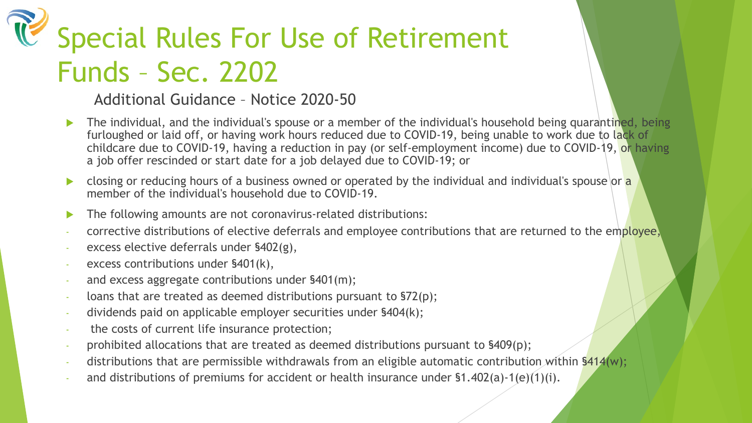# Special Rules For Use of Retirement Funds – Sec. 2202

## Additional Guidance – Notice 2020-50

- The individual, and the individual's spouse or a member of the individual's household being quarantined, being furloughed or laid off, or having work hours reduced due to COVID-19, being unable to work due to lack of childcare due to COVID-19, having a reduction in pay (or self-employment income) due to COVID-19, or having a job offer rescinded or start date for a job delayed due to COVID-19; or
- closing or reducing hours of a business owned or operated by the individual and individual's spouse or a member of the individual's household due to COVID-19.
- The following amounts are not coronavirus-related distributions:
  - corrective distributions of elective deferrals and employee contributions that are returned to the employee,
  - excess elective deferrals under §402(g),
  - excess contributions under §401(k),
  - and excess aggregate contributions under §401(m);
  - loans that are treated as deemed distributions pursuant to §72(p);
  - dividends paid on applicable employer securities under §404(k);
  - the costs of current life insurance protection;
  - prohibited allocations that are treated as deemed distributions pursuant to §409(p);
  - distributions that are permissible withdrawals from an eligible automatic contribution within §414(w);
  - and distributions of premiums for accident or health insurance under §1.402(a)-1(e)(1)(i).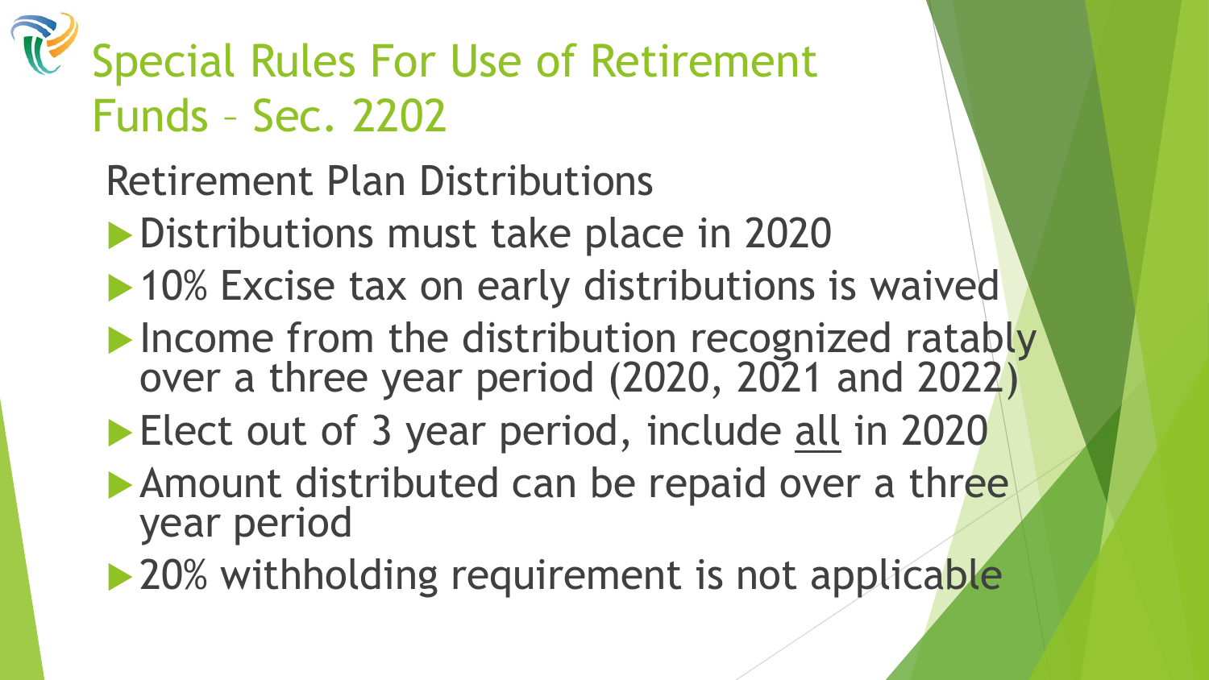# Special Rules For Use of Retirement Funds – Sec. 2202

## Retirement Plan Distributions

- Distributions must take place in 2020
- 10% Excise tax on early distributions is waived
- Income from the distribution recognized ratably over a three year period (2020, 2021 and 2022)
- Elect out of 3 year period, include <u>all</u> in 2020
- Amount distributed can be repaid over a three year period
- 20% withholding requirement is not applicable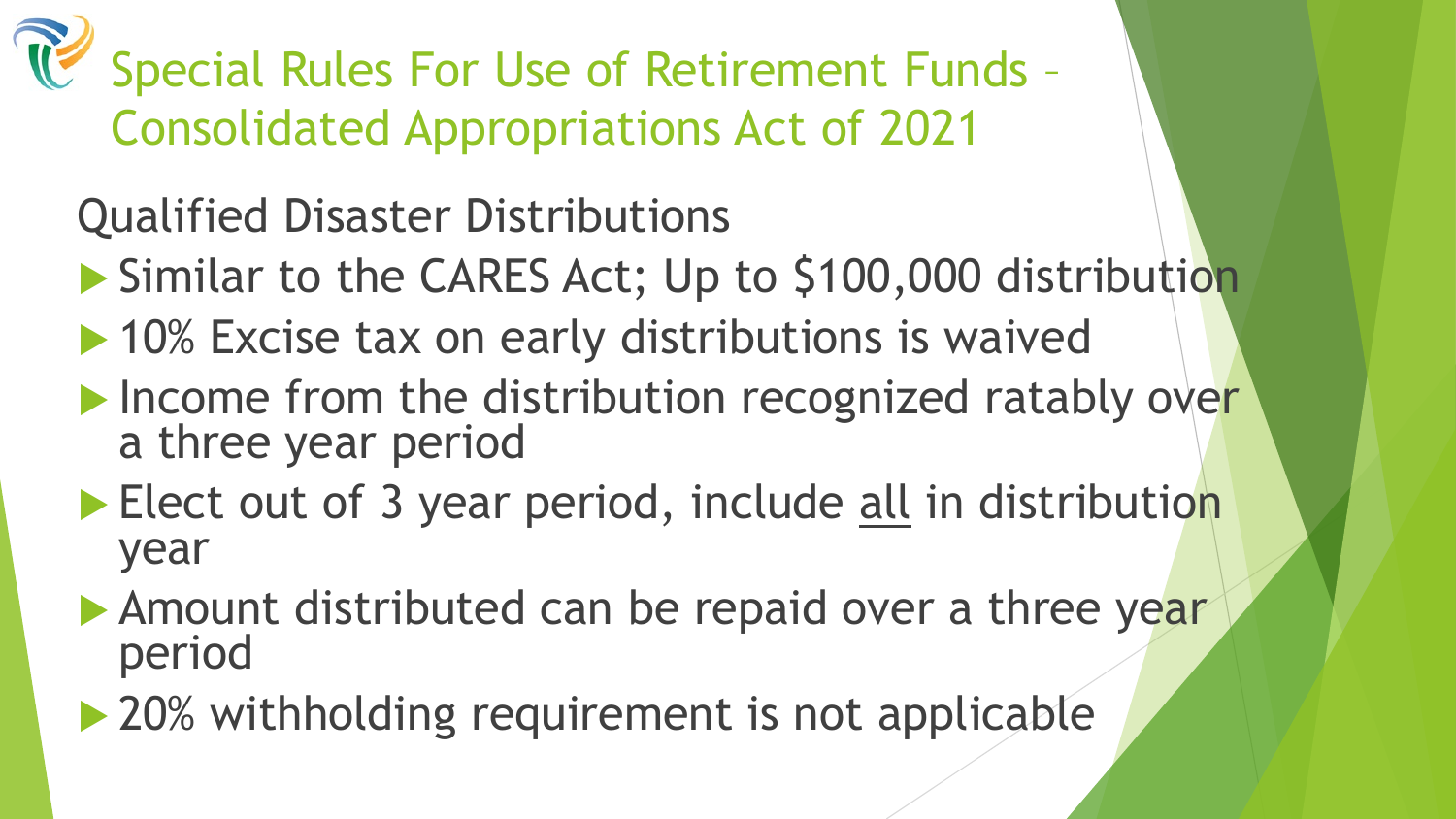# Special Rules For Use of Retirement Funds – Consolidated Appropriations Act of 2021

## Qualified Disaster Distributions

- Similar to the CARES Act; Up to $100,000 distribution
- 10% Excise tax on early distributions is waived
- Income from the distribution recognized ratably over a three year period
- Elect out of 3 year period, include all in distribution year
- Amount distributed can be repaid over a three year period
- 20% withholding requirement is not applicable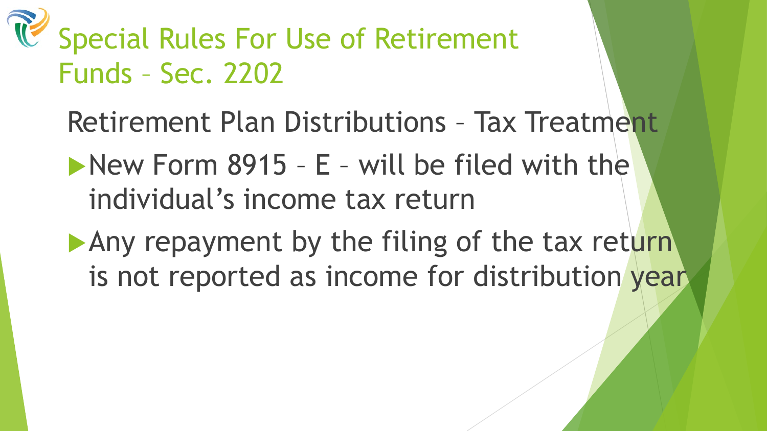# Special Rules For Use of Retirement Funds – Sec. 2202

## Retirement Plan Distributions – Tax Treatment

- New Form 8915 – E – will be filed with the individual's income tax return
- Any repayment by the filing of the tax return is not reported as income for distribution year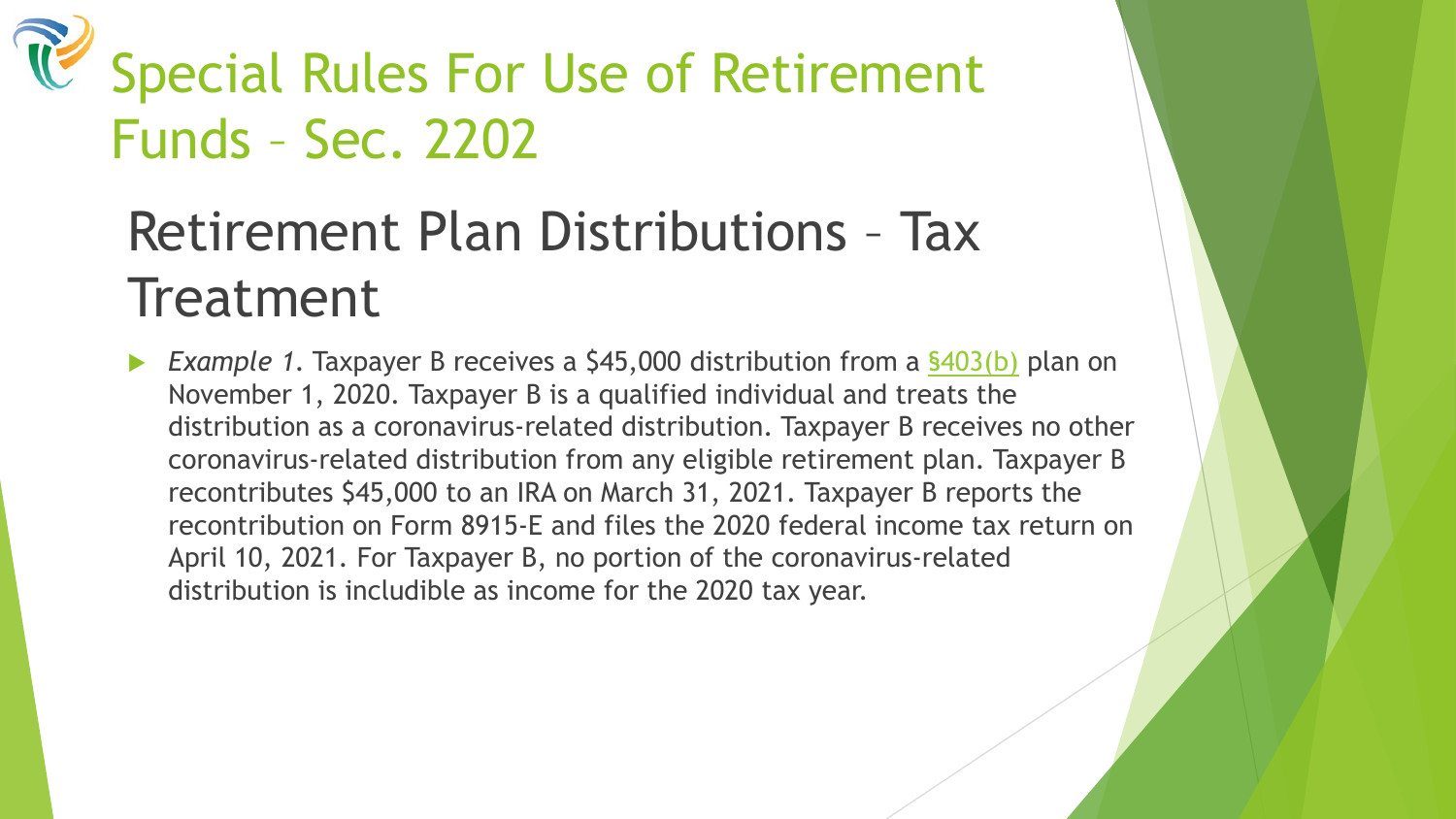# Special Rules For Use of Retirement Funds – Sec. 2202

## Retirement Plan Distributions – Tax Treatment

- *Example 1.* Taxpayer B receives a $45,000 distribution from a §403(b) plan on November 1, 2020. Taxpayer B is a qualified individual and treats the distribution as a coronavirus-related distribution. Taxpayer B receives no other coronavirus-related distribution from any eligible retirement plan. Taxpayer B recontributes $45,000 to an IRA on March 31, 2021. Taxpayer B reports the recontribution on Form 8915-E and files the 2020 federal income tax return on April 10, 2021. For Taxpayer B, no portion of the coronavirus-related distribution is includible as income for the 2020 tax year.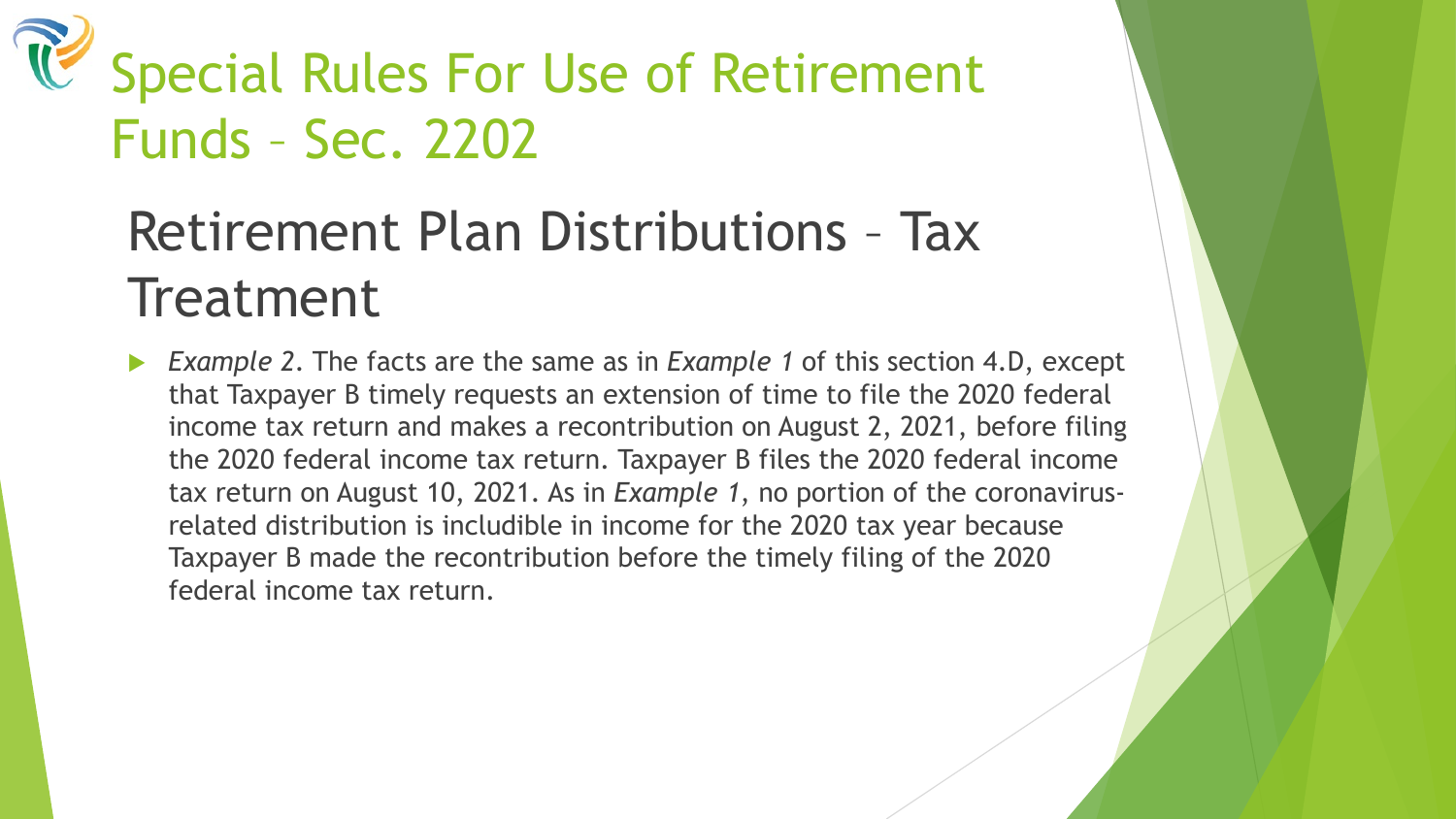# Special Rules For Use of Retirement Funds – Sec. 2202

## Retirement Plan Distributions – Tax Treatment

- *Example 2*. The facts are the same as in *Example 1* of this section 4.D, except that Taxpayer B timely requests an extension of time to file the 2020 federal income tax return and makes a recontribution on August 2, 2021, before filing the 2020 federal income tax return. Taxpayer B files the 2020 federal income tax return on August 10, 2021. As in *Example 1*, no portion of the coronavirus-related distribution is includible in income for the 2020 tax year because Taxpayer B made the recontribution before the timely filing of the 2020 federal income tax return.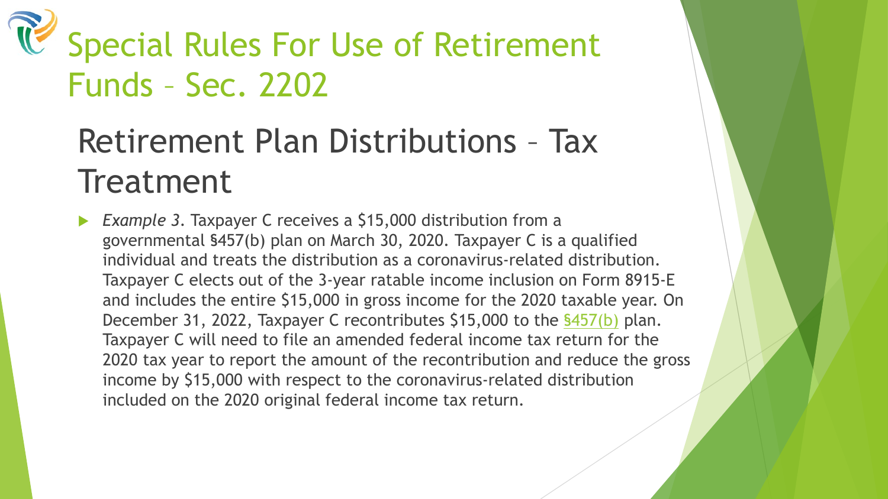# Special Rules For Use of Retirement Funds – Sec. 2202

## Retirement Plan Distributions – Tax Treatment

- *Example 3*. Taxpayer C receives a $15,000 distribution from a governmental §457(b) plan on March 30, 2020. Taxpayer C is a qualified individual and treats the distribution as a coronavirus-related distribution. Taxpayer C elects out of the 3-year ratable income inclusion on Form 8915-E and includes the entire $15,000 in gross income for the 2020 taxable year. On December 31, 2022, Taxpayer C recontributes $15,000 to the §457(b) plan. Taxpayer C will need to file an amended federal income tax return for the 2020 tax year to report the amount of the recontribution and reduce the gross income by $15,000 with respect to the coronavirus-related distribution included on the 2020 original federal income tax return.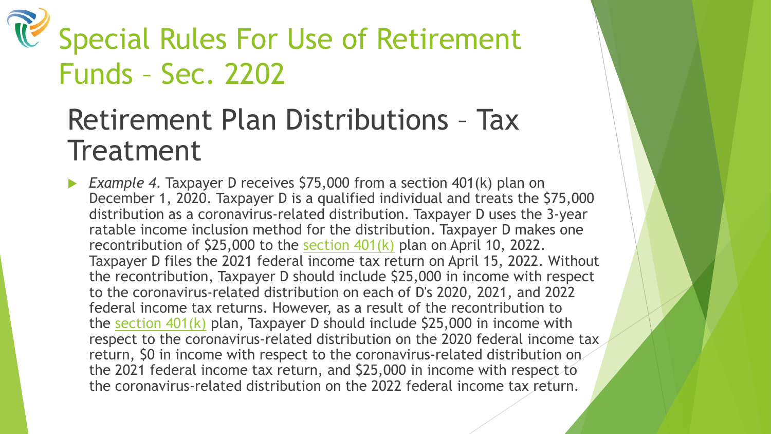# Special Rules For Use of Retirement Funds – Sec. 2202

## Retirement Plan Distributions – Tax Treatment

- *Example 4*. Taxpayer D receives $75,000 from a section 401(k) plan on December 1, 2020. Taxpayer D is a qualified individual and treats the $75,000 distribution as a coronavirus-related distribution. Taxpayer D uses the 3-year ratable income inclusion method for the distribution. Taxpayer D makes one recontribution of $25,000 to the section 401(k) plan on April 10, 2022. Taxpayer D files the 2021 federal income tax return on April 15, 2022. Without the recontribution, Taxpayer D should include $25,000 in income with respect to the coronavirus-related distribution on each of D's 2020, 2021, and 2022 federal income tax returns. However, as a result of the recontribution to the section 401(k) plan, Taxpayer D should include $25,000 in income with respect to the coronavirus-related distribution on the 2020 federal income tax return, $0 in income with respect to the coronavirus-related distribution on the 2021 federal income tax return, and $25,000 in income with respect to the coronavirus-related distribution on the 2022 federal income tax return.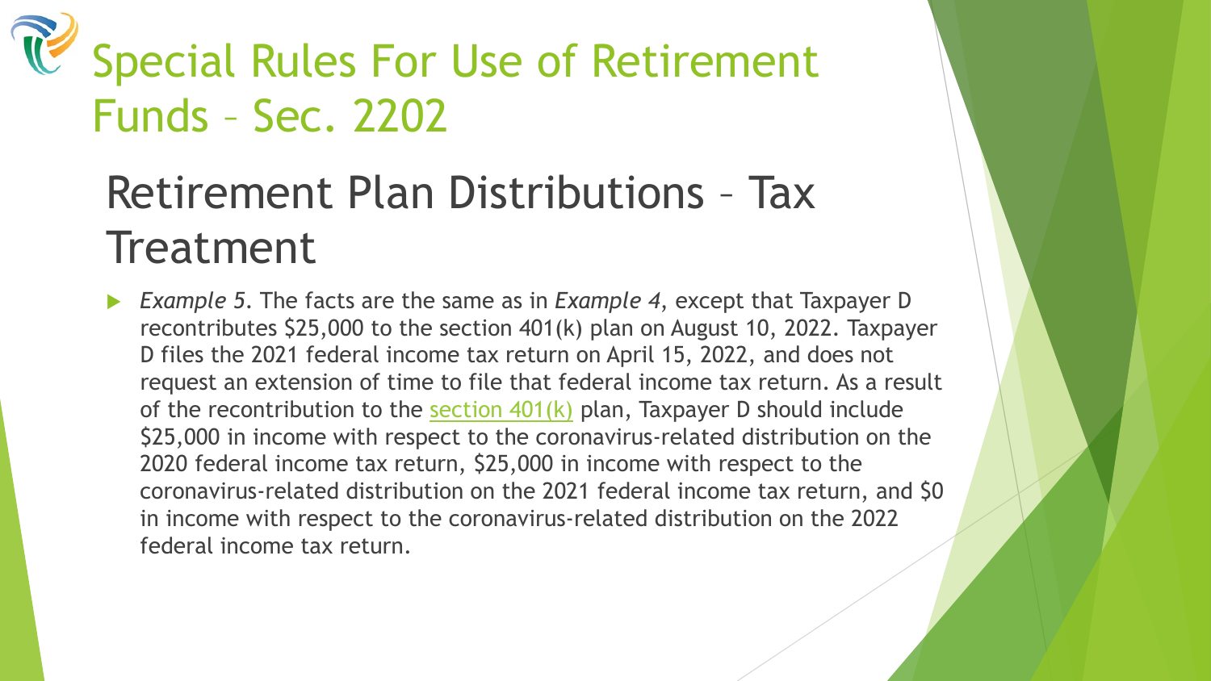# Special Rules For Use of Retirement Funds – Sec. 2202

## Retirement Plan Distributions – Tax Treatment

- *Example 5*. The facts are the same as in *Example 4*, except that Taxpayer D recontributes $25,000 to the section 401(k) plan on August 10, 2022. Taxpayer D files the 2021 federal income tax return on April 15, 2022, and does not request an extension of time to file that federal income tax return. As a result of the recontribution to the section 401(k) plan, Taxpayer D should include $25,000 in income with respect to the coronavirus-related distribution on the 2020 federal income tax return, $25,000 in income with respect to the coronavirus-related distribution on the 2021 federal income tax return, and $0 in income with respect to the coronavirus-related distribution on the 2022 federal income tax return.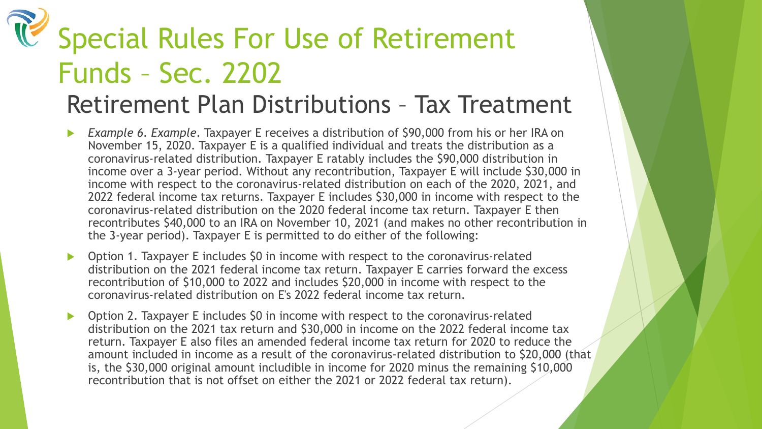# Special Rules For Use of Retirement Funds – Sec. 2202

## Retirement Plan Distributions – Tax Treatment

- *Example 6. Example*. Taxpayer E receives a distribution of $90,000 from his or her IRA on November 15, 2020. Taxpayer E is a qualified individual and treats the distribution as a coronavirus-related distribution. Taxpayer E ratably includes the $90,000 distribution in income over a 3-year period. Without any recontribution, Taxpayer E will include $30,000 in income with respect to the coronavirus-related distribution on each of the 2020, 2021, and 2022 federal income tax returns. Taxpayer E includes $30,000 in income with respect to the coronavirus-related distribution on the 2020 federal income tax return. Taxpayer E then recontributes $40,000 to an IRA on November 10, 2021 (and makes no other recontribution in the 3-year period). Taxpayer E is permitted to do either of the following:
- Option 1. Taxpayer E includes $0 in income with respect to the coronavirus-related distribution on the 2021 federal income tax return. Taxpayer E carries forward the excess recontribution of $10,000 to 2022 and includes $20,000 in income with respect to the coronavirus-related distribution on E's 2022 federal income tax return.
- Option 2. Taxpayer E includes $0 in income with respect to the coronavirus-related distribution on the 2021 tax return and $30,000 in income on the 2022 federal income tax return. Taxpayer E also files an amended federal income tax return for 2020 to reduce the amount included in income as a result of the coronavirus-related distribution to $20,000 (that is, the $30,000 original amount includible in income for 2020 minus the remaining $10,000 recontribution that is not offset on either the 2021 or 2022 federal tax return).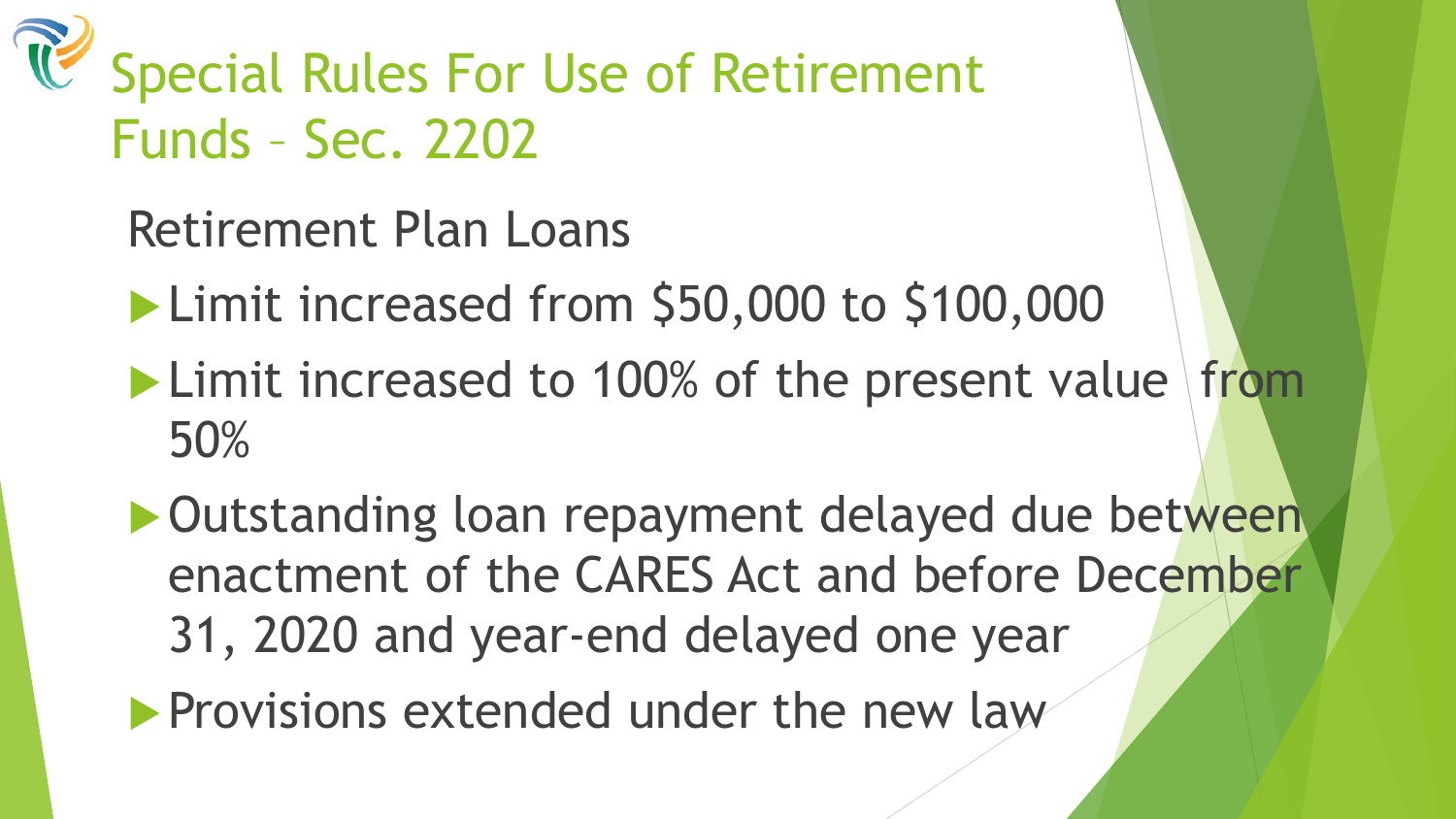# Special Rules For Use of Retirement Funds – Sec. 2202

Retirement Plan Loans

- Limit increased from $50,000 to $100,000
- Limit increased to 100% of the present value from 50%
- Outstanding loan repayment delayed due between enactment of the CARES Act and before December 31, 2020 and year-end delayed one year
- Provisions extended under the new law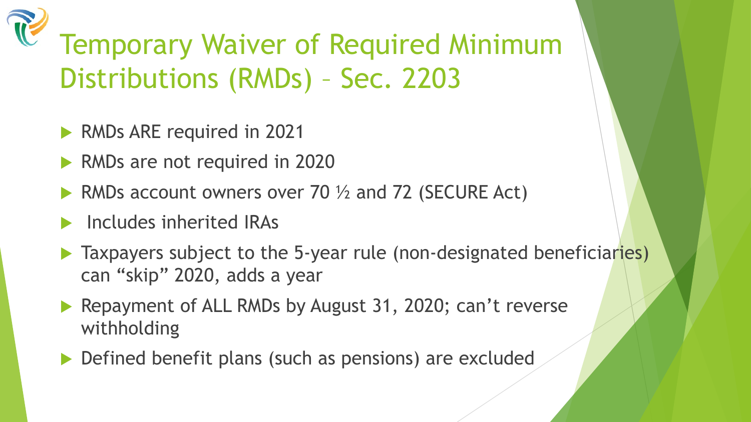# Temporary Waiver of Required Minimum Distributions (RMDs) – Sec. 2203

- RMDs ARE required in 2021
- RMDs are not required in 2020
- RMDs account owners over 70 ½ and 72 (SECURE Act)
- Includes inherited IRAs
- Taxpayers subject to the 5-year rule (non-designated beneficiaries) can "skip" 2020, adds a year
- Repayment of ALL RMDs by August 31, 2020; can't reverse withholding
- Defined benefit plans (such as pensions) are excluded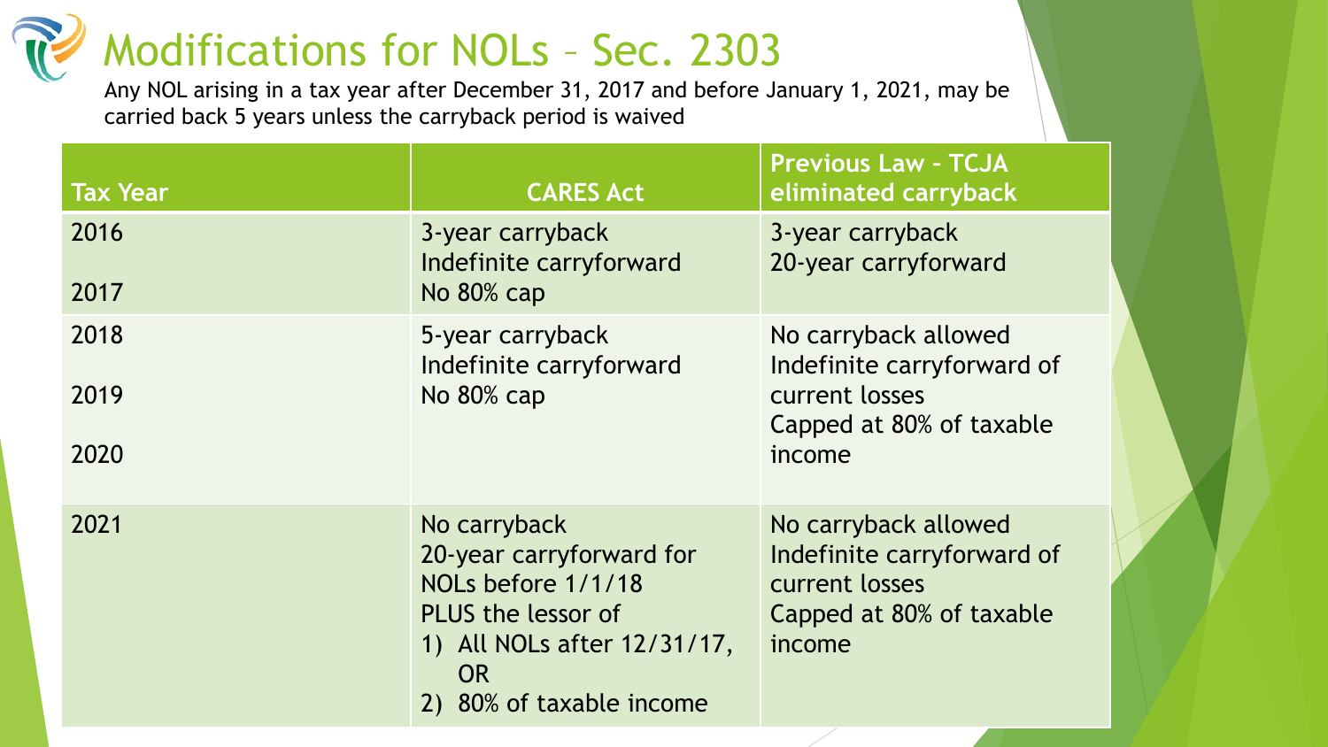# Modifications for NOLs – Sec. 2303

Any NOL arising in a tax year after December 31, 2017 and before January 1, 2021, may be carried back 5 years unless the carryback period is waived

| Tax Year | CARES Act | Previous Law - TCJA eliminated carryback |
|---|---|---|
| 2016<br>2017 | 3-year carryback<br>Indefinite carryforward<br>No 80% cap | 3-year carryback<br>20-year carryforward |
| 2018<br>2019<br>2020 | 5-year carryback<br>Indefinite carryforward<br>No 80% cap | No carryback allowed<br>Indefinite carryforward of current losses<br>Capped at 80% of taxable income |
| 2021 | No carryback<br>20-year carryforward for NOLs before 1/1/18<br>PLUS the lessor of<br>1) All NOLs after 12/31/17, OR<br>2) 80% of taxable income | No carryback allowed<br>Indefinite carryforward of current losses<br>Capped at 80% of taxable income |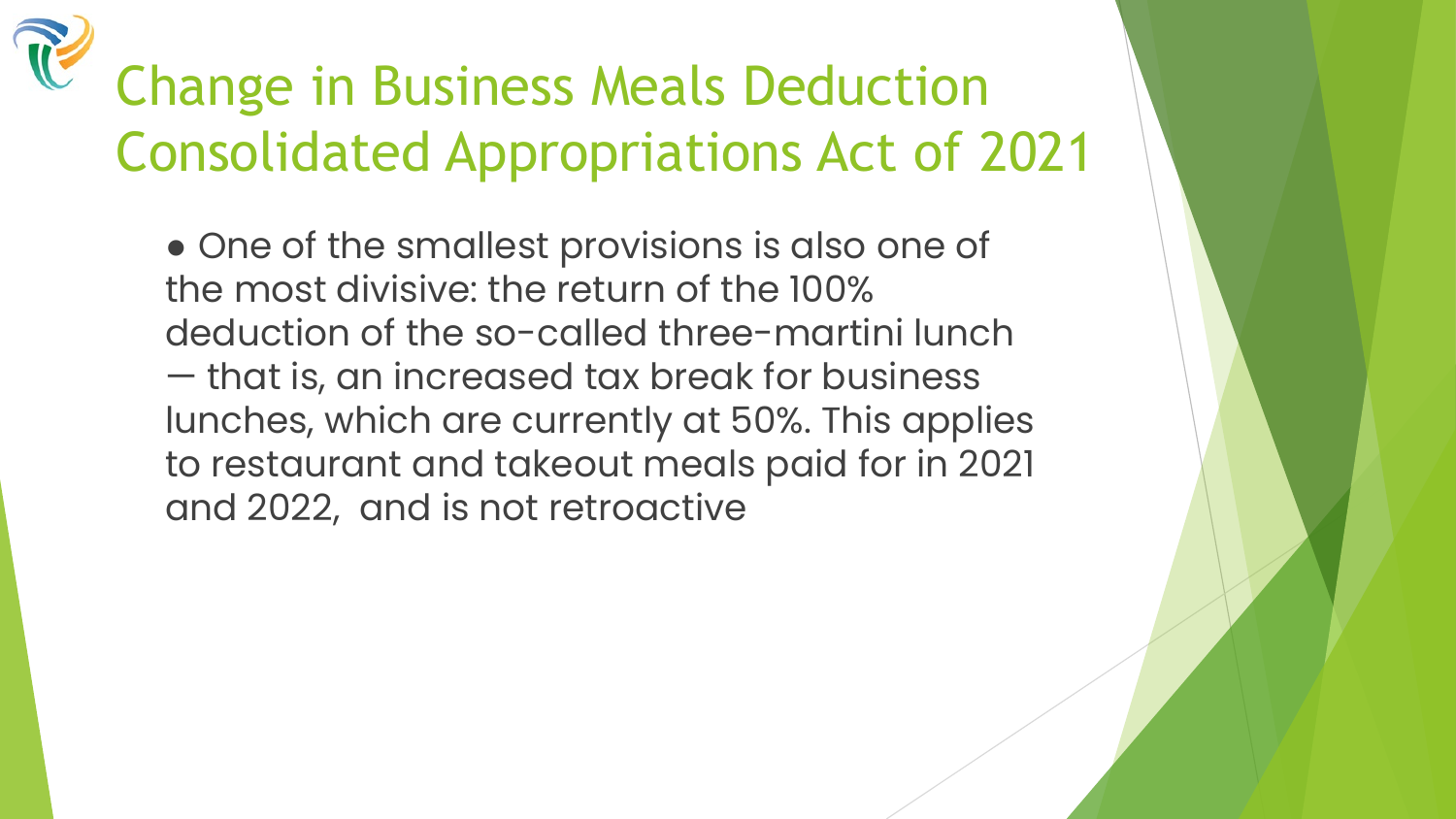# Change in Business Meals Deduction Consolidated Appropriations Act of 2021

- One of the smallest provisions is also one of the most divisive: the return of the 100% deduction of the so-called three-martini lunch — that is, an increased tax break for business lunches, which are currently at 50%. This applies to restaurant and takeout meals paid for in 2021 and 2022, and is not retroactive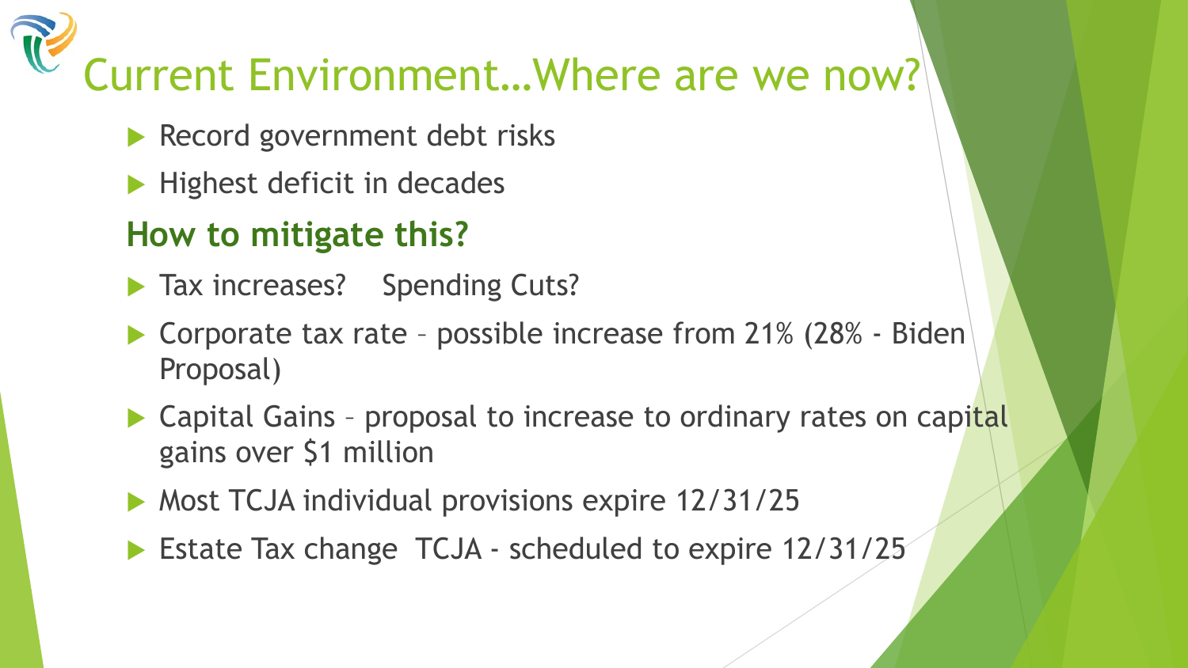# Current Environment…Where are we now?

- Record government debt risks
- Highest deficit in decades

## How to mitigate this?

- Tax increases?   Spending Cuts?
- Corporate tax rate – possible increase from 21% (28% - Biden Proposal)
- Capital Gains – proposal to increase to ordinary rates on capital gains over $1 million
- Most TCJA individual provisions expire 12/31/25
- Estate Tax change  TCJA - scheduled to expire 12/31/25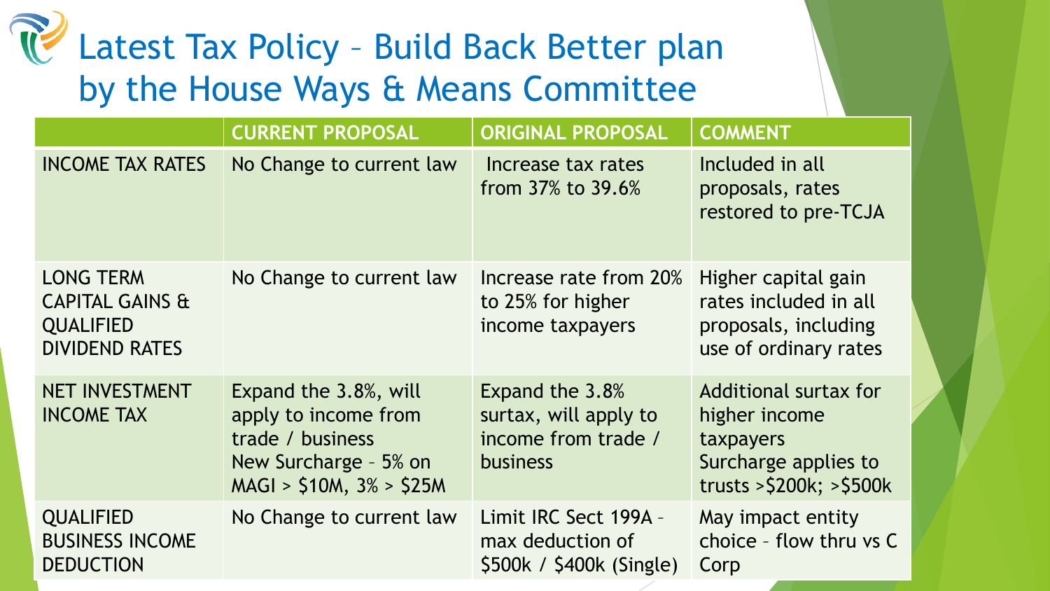# Latest Tax Policy – Build Back Better plan by the House Ways & Means Committee

| | CURRENT PROPOSAL | ORIGINAL PROPOSAL | COMMENT |
|---|---|---|---|
| INCOME TAX RATES | No Change to current law | Increase tax rates from 37% to 39.6% | Included in all proposals, rates restored to pre-TCJA |
| LONG TERM CAPITAL GAINS & QUALIFIED DIVIDEND RATES | No Change to current law | Increase rate from 20% to 25% for higher income taxpayers | Higher capital gain rates included in all proposals, including use of ordinary rates |
| NET INVESTMENT INCOME TAX | Expand the 3.8%, will apply to income from trade / business<br>New Surcharge – 5% on MAGI > $10M, 3% > $25M | Expand the 3.8% surtax, will apply to income from trade / business | Additional surtax for higher income taxpayers<br>Surcharge applies to trusts >$200k; >$500k |
| QUALIFIED BUSINESS INCOME DEDUCTION | No Change to current law | Limit IRC Sect 199A – max deduction of $500k / $400k (Single) | May impact entity choice – flow thru vs C Corp |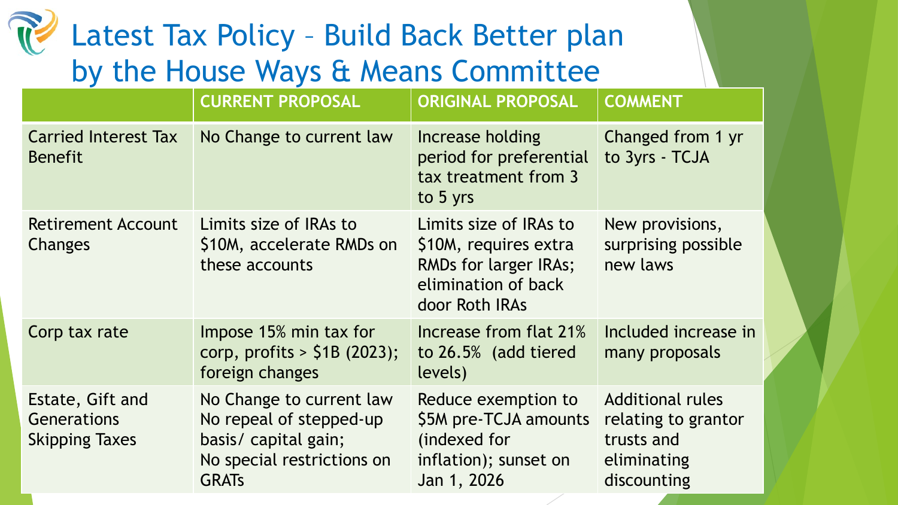# Latest Tax Policy – Build Back Better plan by the House Ways & Means Committee

| | CURRENT PROPOSAL | ORIGINAL PROPOSAL | COMMENT |
|---|---|---|---|
| Carried Interest Tax Benefit | No Change to current law | Increase holding period for preferential tax treatment from 3 to 5 yrs | Changed from 1 yr to 3yrs - TCJA |
| Retirement Account Changes | Limits size of IRAs to $10M, accelerate RMDs on these accounts | Limits size of IRAs to $10M, requires extra RMDs for larger IRAs; elimination of back door Roth IRAs | New provisions, surprising possible new laws |
| Corp tax rate | Impose 15% min tax for corp, profits > $1B (2023); foreign changes | Increase from flat 21% to 26.5% (add tiered levels) | Included increase in many proposals |
| Estate, Gift and Generations Skipping Taxes | No Change to current law<br>No repeal of stepped-up basis/ capital gain;<br>No special restrictions on GRATs | Reduce exemption to $5M pre-TCJA amounts (indexed for inflation); sunset on Jan 1, 2026 | Additional rules relating to grantor trusts and eliminating discounting |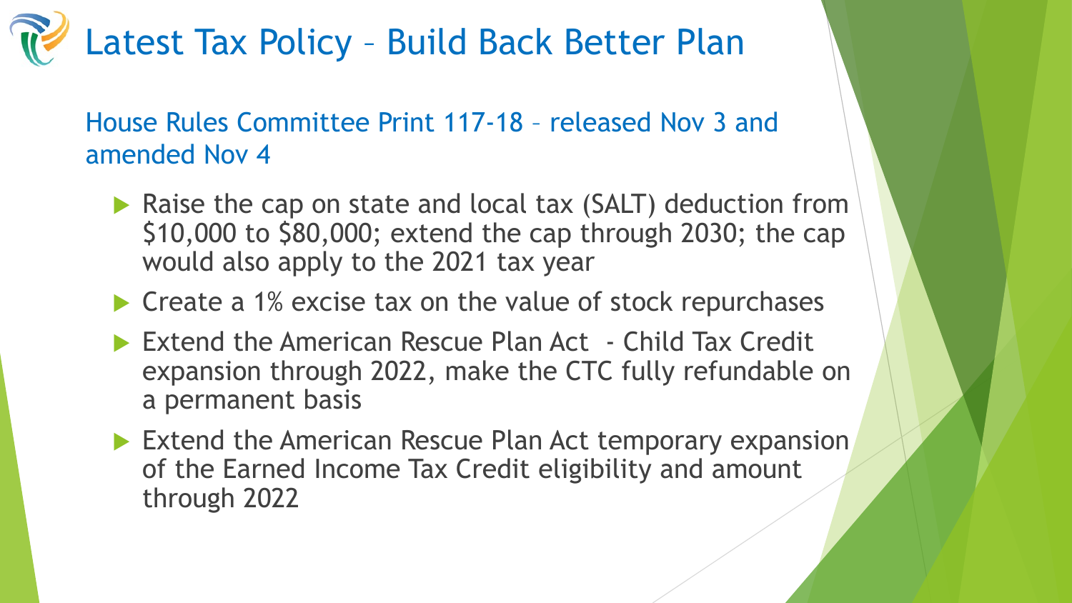# Latest Tax Policy – Build Back Better Plan

## House Rules Committee Print 117-18 – released Nov 3 and amended Nov 4

- Raise the cap on state and local tax (SALT) deduction from $10,000 to $80,000; extend the cap through 2030; the cap would also apply to the 2021 tax year
- Create a 1% excise tax on the value of stock repurchases
- Extend the American Rescue Plan Act - Child Tax Credit expansion through 2022, make the CTC fully refundable on a permanent basis
- Extend the American Rescue Plan Act temporary expansion of the Earned Income Tax Credit eligibility and amount through 2022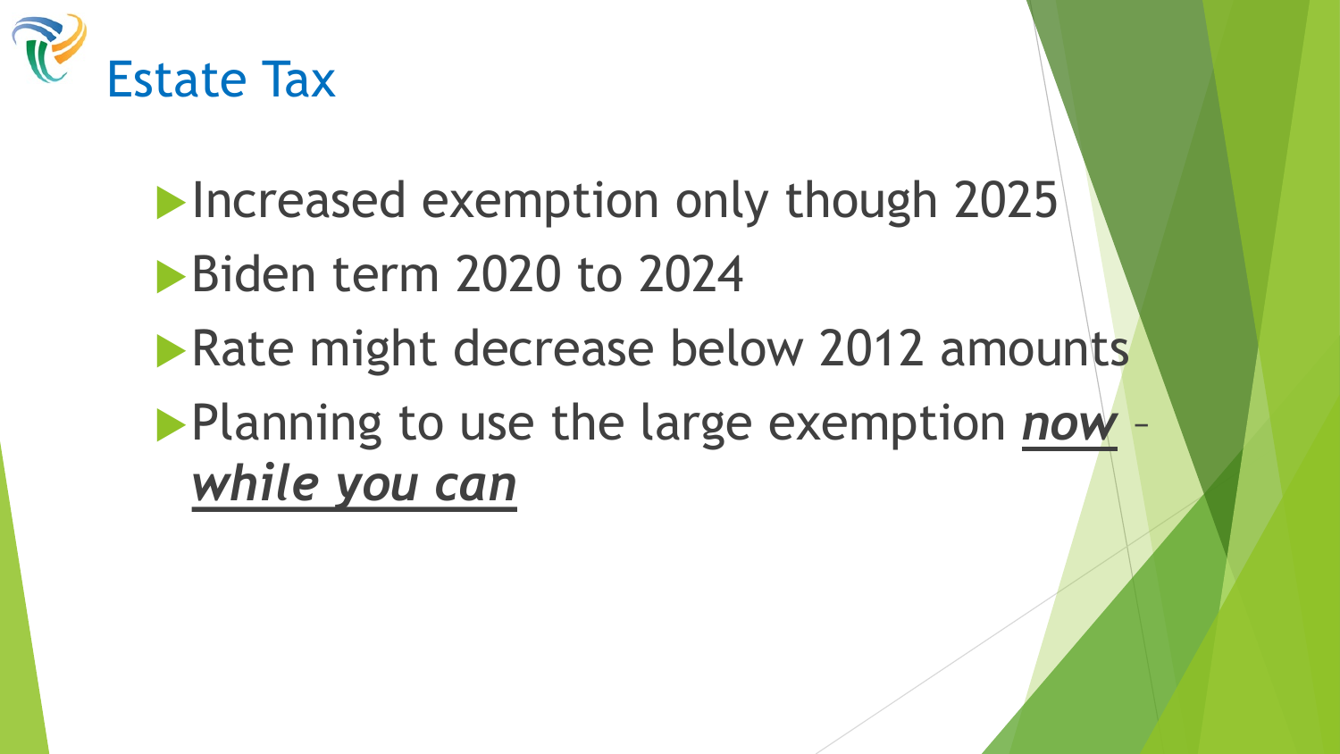# Estate Tax

- Increased exemption only though 2025
- Biden term 2020 to 2024
- Rate might decrease below 2012 amounts
- Planning to use the large exemption ***now*** – ***while you can***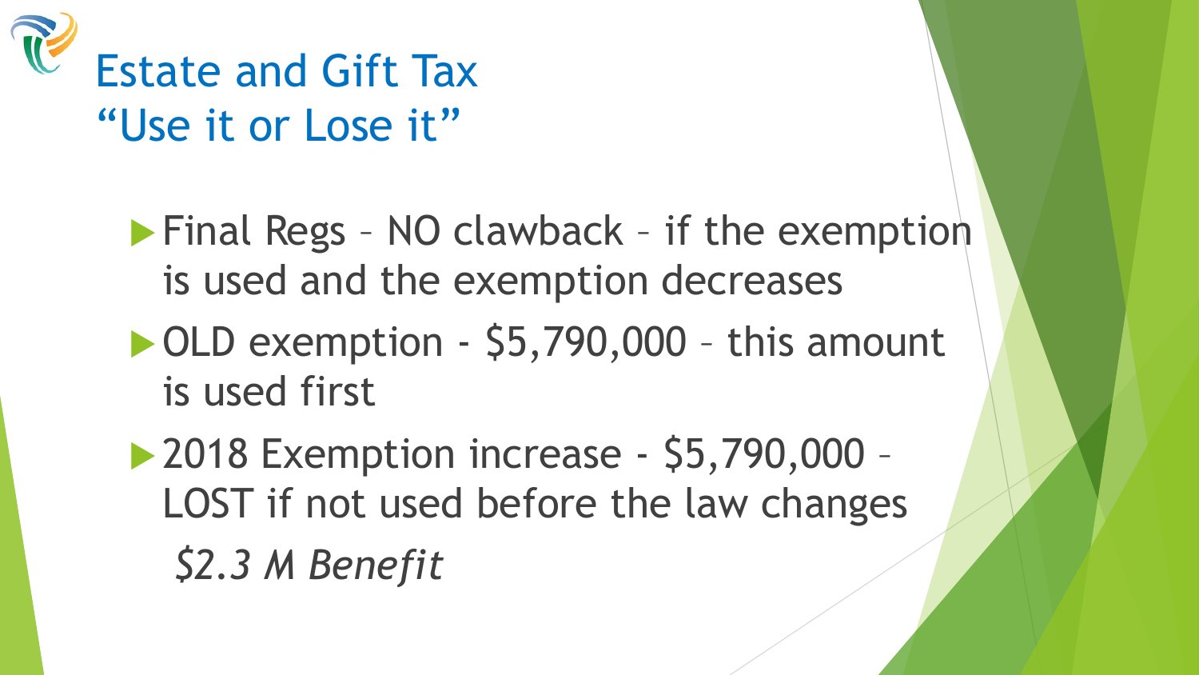# Estate and Gift Tax
# "Use it or Lose it"

- Final Regs – NO clawback – if the exemption is used and the exemption decreases
- OLD exemption - $5,790,000 – this amount is used first
- 2018 Exemption increase - $5,790,000 – LOST if not used before the law changes

  *$2.3 M Benefit*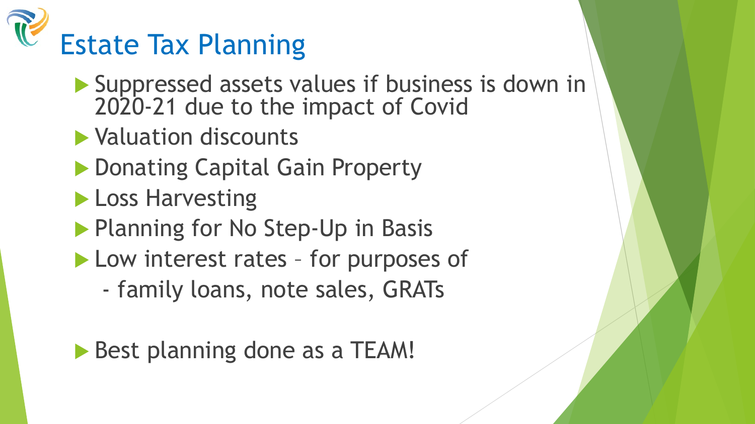# Estate Tax Planning

- Suppressed assets values if business is down in 2020-21 due to the impact of Covid
- Valuation discounts
- Donating Capital Gain Property
- Loss Harvesting
- Planning for No Step-Up in Basis
- Low interest rates – for purposes of
  - family loans, note sales, GRATs

- Best planning done as a TEAM!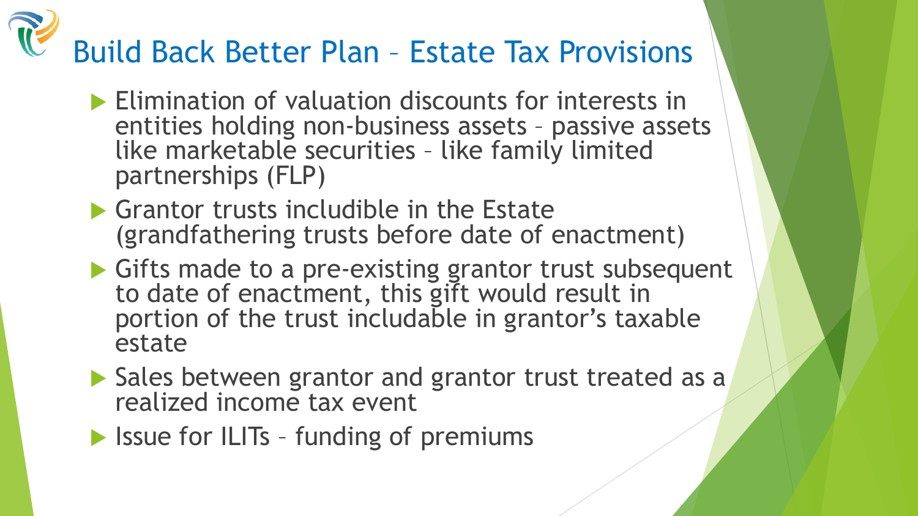# Build Back Better Plan – Estate Tax Provisions

- Elimination of valuation discounts for interests in entities holding non-business assets – passive assets like marketable securities – like family limited partnerships (FLP)
- Grantor trusts includible in the Estate (grandfathering trusts before date of enactment)
- Gifts made to a pre-existing grantor trust subsequent to date of enactment, this gift would result in portion of the trust includable in grantor's taxable estate
- Sales between grantor and grantor trust treated as a realized income tax event
- Issue for ILITs – funding of premiums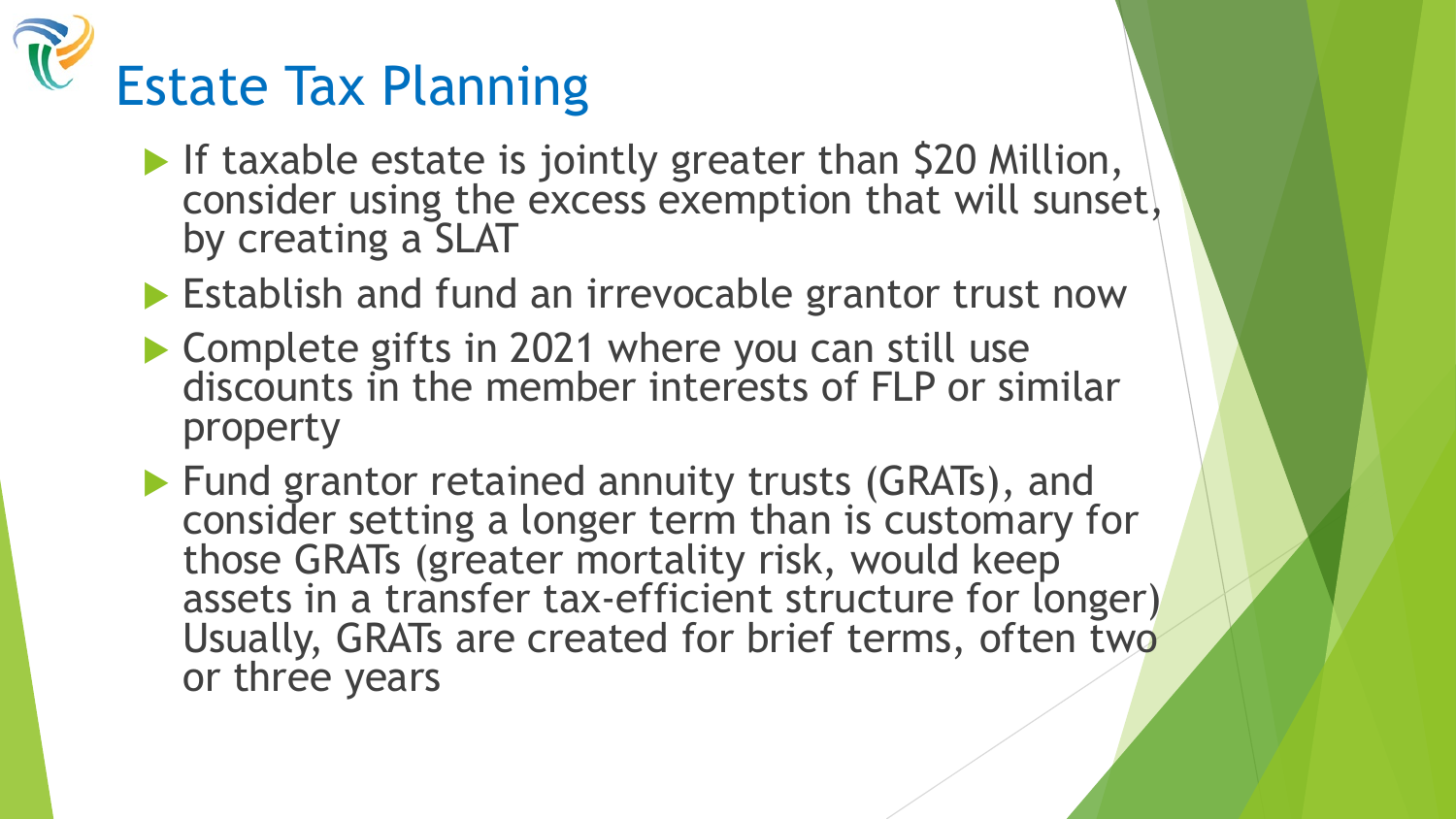# Estate Tax Planning

- If taxable estate is jointly greater than $20 Million, consider using the excess exemption that will sunset, by creating a SLAT
- Establish and fund an irrevocable grantor trust now
- Complete gifts in 2021 where you can still use discounts in the member interests of FLP or similar property
- Fund grantor retained annuity trusts (GRATs), and consider setting a longer term than is customary for those GRATs (greater mortality risk, would keep assets in a transfer tax-efficient structure for longer) Usually, GRATs are created for brief terms, often two or three years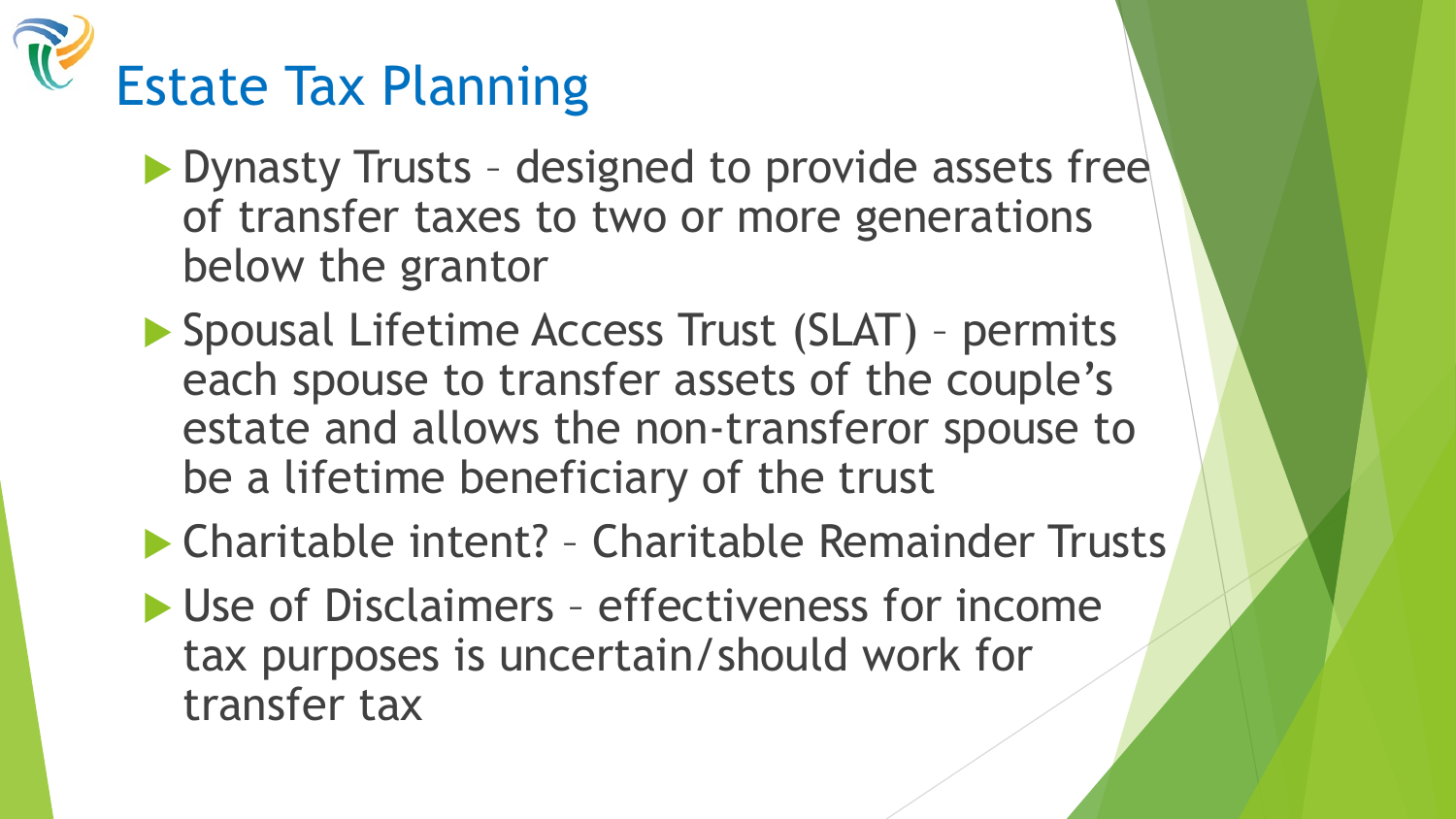# Estate Tax Planning

- Dynasty Trusts – designed to provide assets free of transfer taxes to two or more generations below the grantor
- Spousal Lifetime Access Trust (SLAT) – permits each spouse to transfer assets of the couple's estate and allows the non-transferor spouse to be a lifetime beneficiary of the trust
- Charitable intent? – Charitable Remainder Trusts
- Use of Disclaimers – effectiveness for income tax purposes is uncertain/should work for transfer tax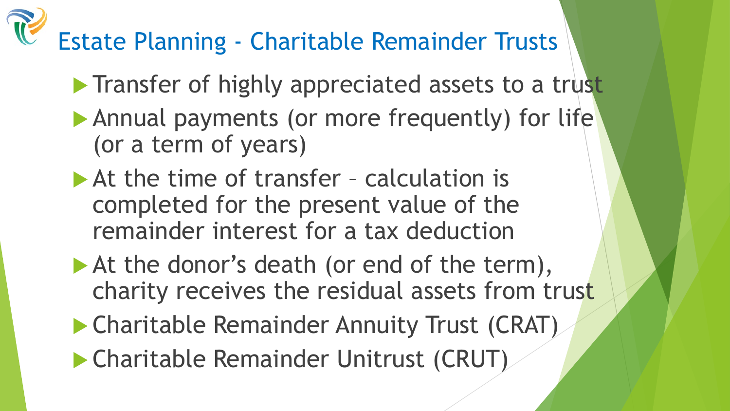# Estate Planning - Charitable Remainder Trusts

- Transfer of highly appreciated assets to a trust
- Annual payments (or more frequently) for life (or a term of years)
- At the time of transfer – calculation is completed for the present value of the remainder interest for a tax deduction
- At the donor's death (or end of the term), charity receives the residual assets from trust
- Charitable Remainder Annuity Trust (CRAT)
- Charitable Remainder Unitrust (CRUT)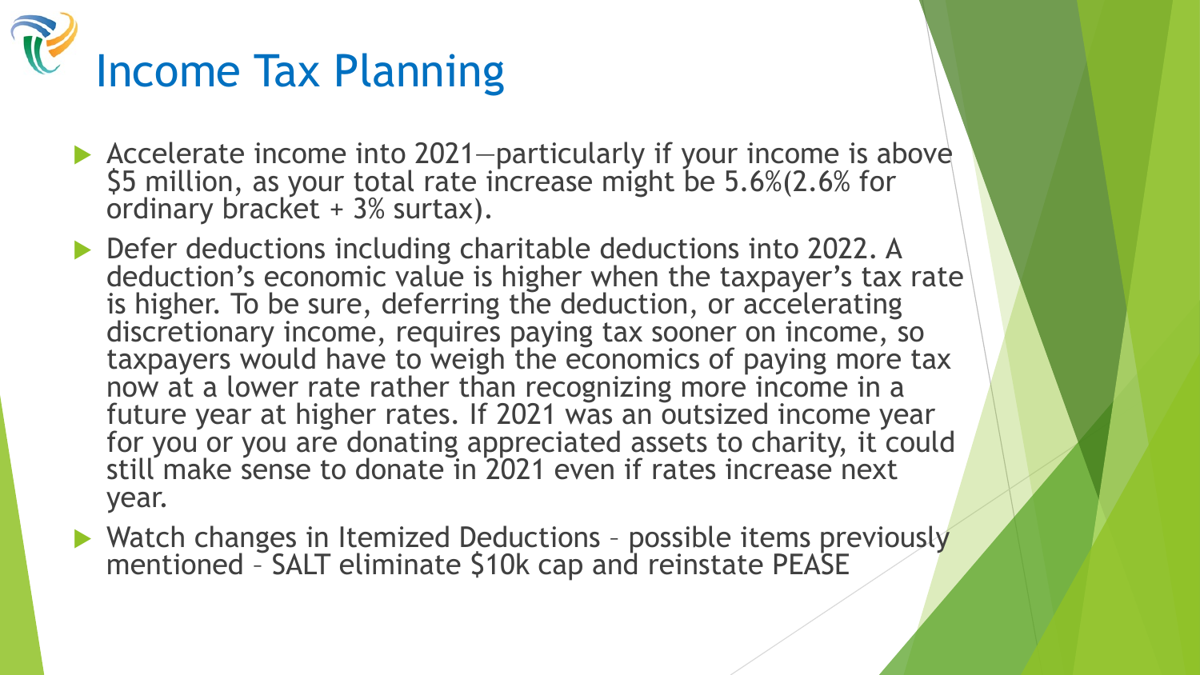# Income Tax Planning

- Accelerate income into 2021—particularly if your income is above $5 million, as your total rate increase might be 5.6%(2.6% for ordinary bracket + 3% surtax).
- Defer deductions including charitable deductions into 2022. A deduction's economic value is higher when the taxpayer's tax rate is higher. To be sure, deferring the deduction, or accelerating discretionary income, requires paying tax sooner on income, so taxpayers would have to weigh the economics of paying more tax now at a lower rate rather than recognizing more income in a future year at higher rates. If 2021 was an outsized income year for you or you are donating appreciated assets to charity, it could still make sense to donate in 2021 even if rates increase next year.
- Watch changes in Itemized Deductions – possible items previously mentioned – SALT eliminate $10k cap and reinstate PEASE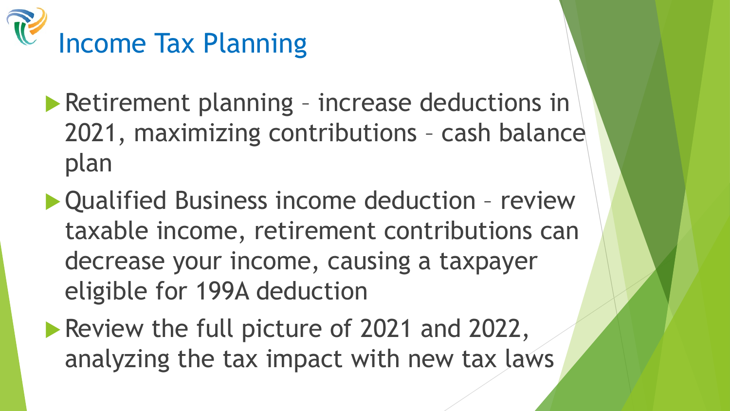# Income Tax Planning

- Retirement planning – increase deductions in 2021, maximizing contributions – cash balance plan
- Qualified Business income deduction – review taxable income, retirement contributions can decrease your income, causing a taxpayer eligible for 199A deduction
- Review the full picture of 2021 and 2022, analyzing the tax impact with new tax laws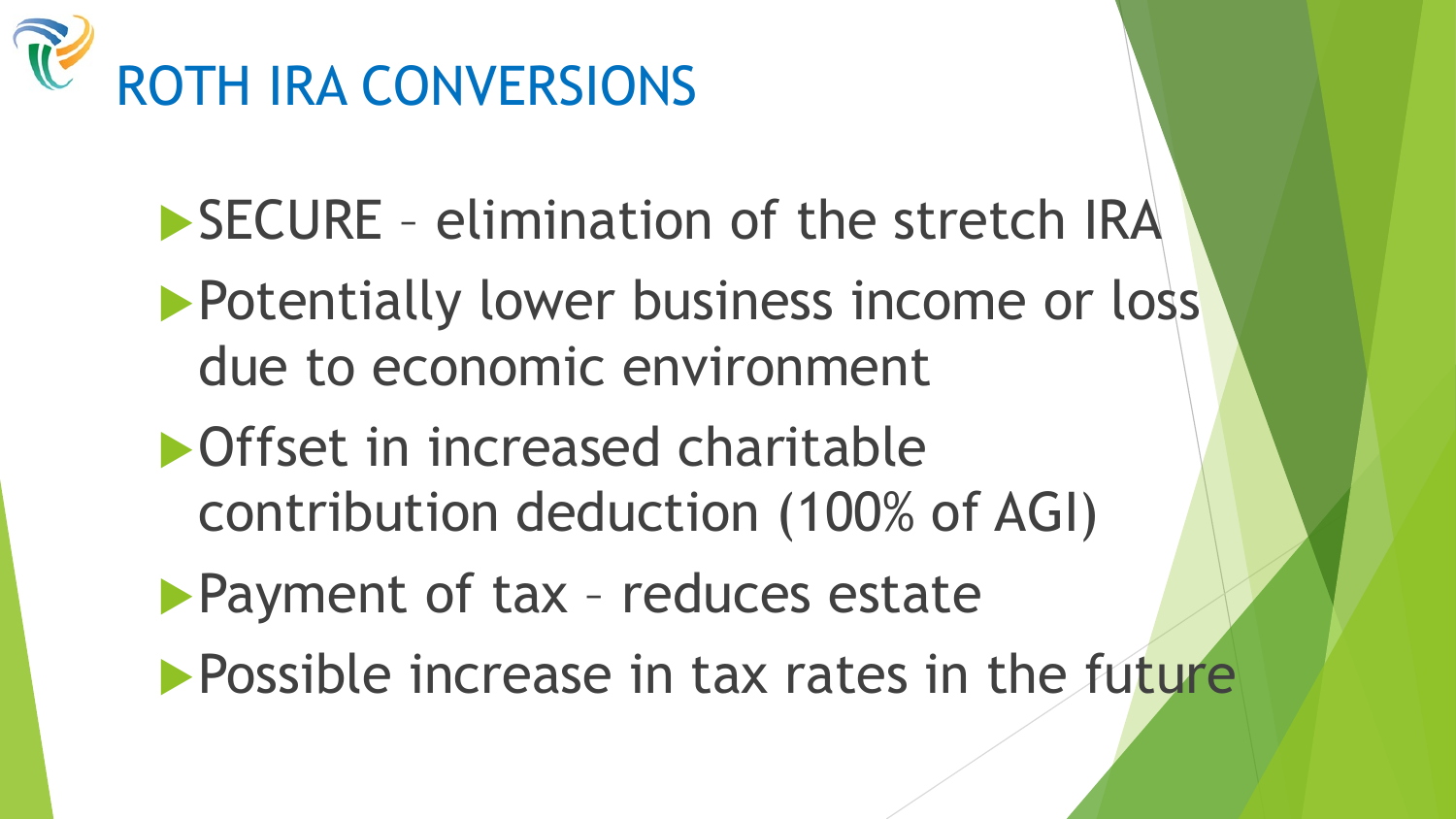# ROTH IRA CONVERSIONS

- SECURE – elimination of the stretch IRA
- Potentially lower business income or loss due to economic environment
- Offset in increased charitable contribution deduction (100% of AGI)
- Payment of tax – reduces estate
- Possible increase in tax rates in the future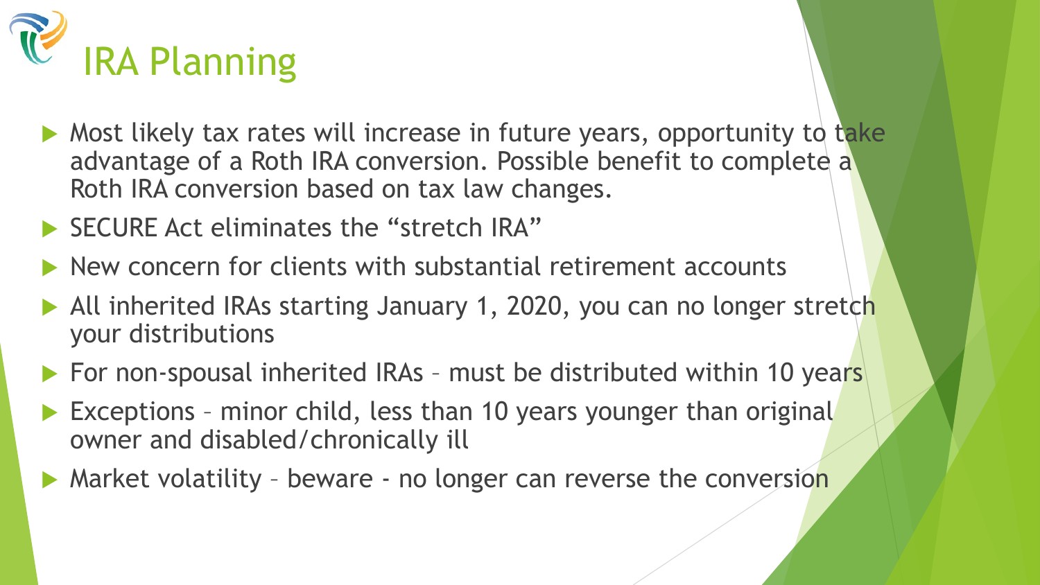# IRA Planning

- Most likely tax rates will increase in future years, opportunity to take advantage of a Roth IRA conversion. Possible benefit to complete a Roth IRA conversion based on tax law changes.
- SECURE Act eliminates the "stretch IRA"
- New concern for clients with substantial retirement accounts
- All inherited IRAs starting January 1, 2020, you can no longer stretch your distributions
- For non-spousal inherited IRAs – must be distributed within 10 years
- Exceptions – minor child, less than 10 years younger than original owner and disabled/chronically ill
- Market volatility – beware - no longer can reverse the conversion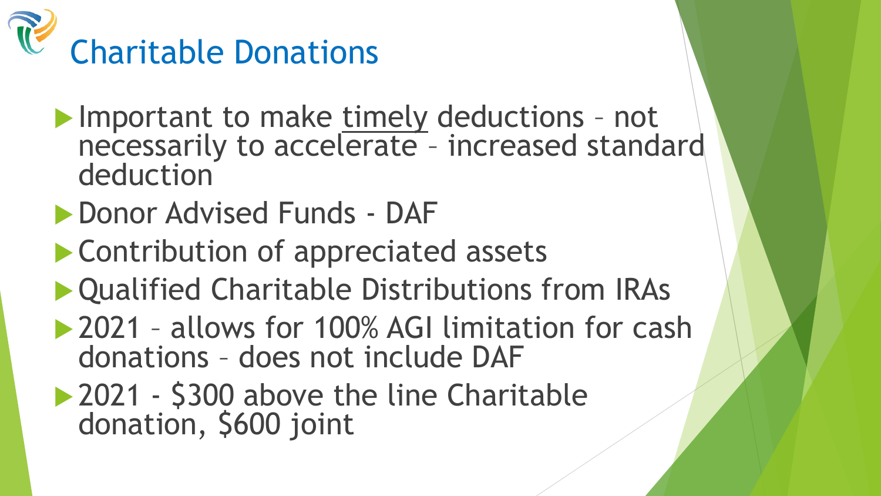# Charitable Donations

- Important to make <u>timely</u> deductions – not necessarily to accelerate – increased standard deduction
- Donor Advised Funds - DAF
- Contribution of appreciated assets
- Qualified Charitable Distributions from IRAs
- 2021 – allows for 100% AGI limitation for cash donations – does not include DAF
- 2021 - $300 above the line Charitable donation, $600 joint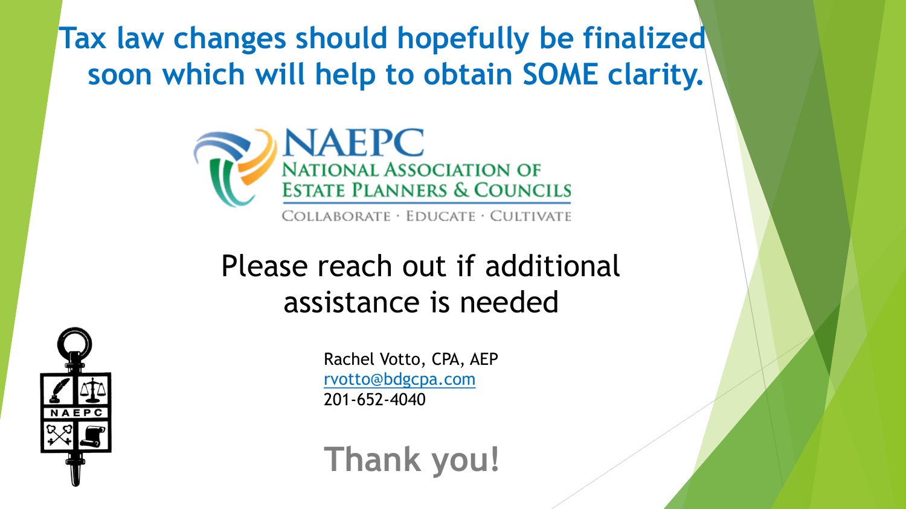# Tax law changes should hopefully be finalized soon which will help to obtain SOME clarity.

NAEPC
NATIONAL ASSOCIATION OF
ESTATE PLANNERS & COUNCILS
COLLABORATE · EDUCATE · CULTIVATE

Please reach out if additional assistance is needed

Rachel Votto, CPA, AEP
rvotto@bdgcpa.com
201-652-4040

**Thank you!**